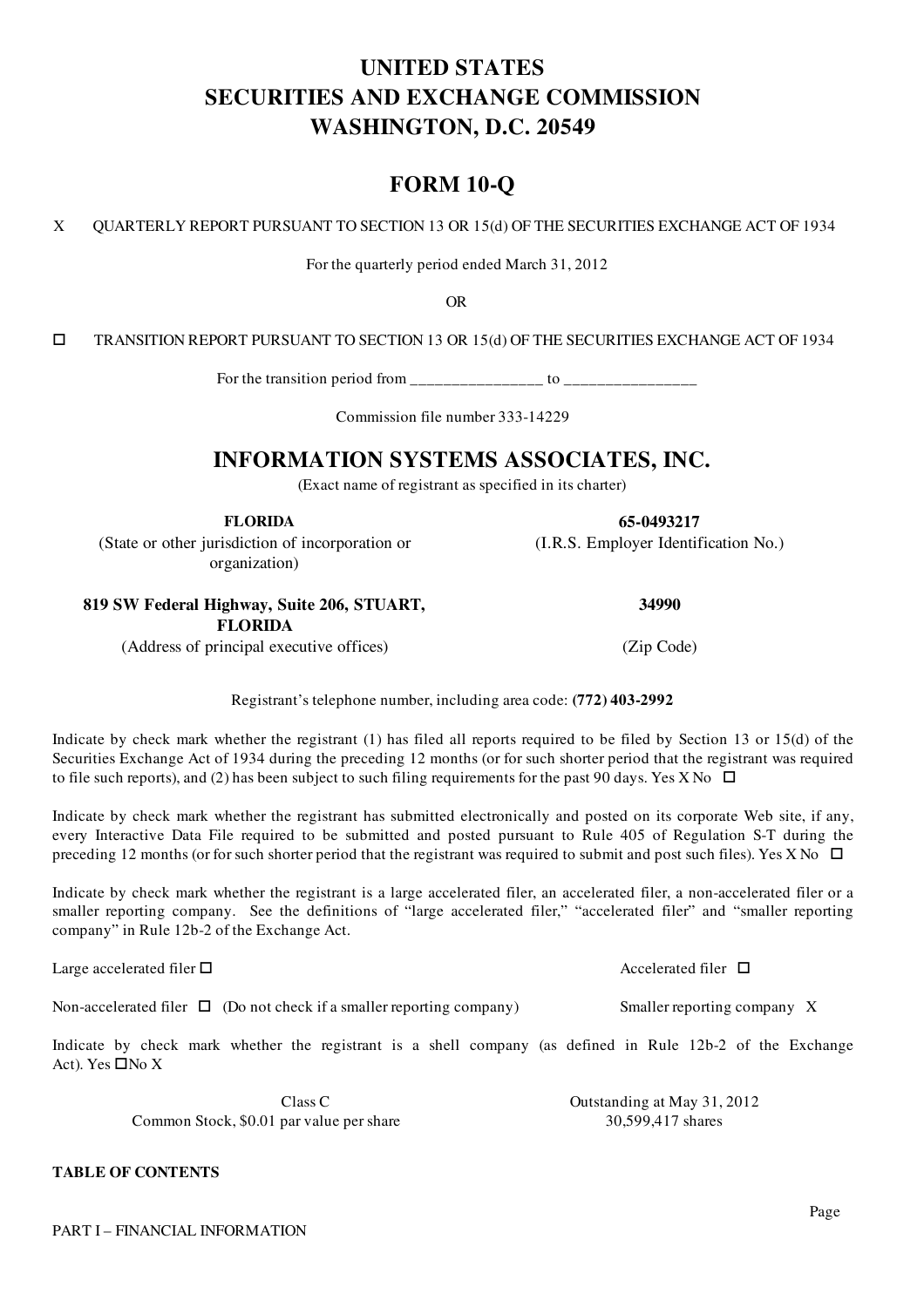# UNITED STATES
# SECURITIES AND EXCHANGE COMMISSION
# WASHINGTON, D.C. 20549

## FORM 10-Q

X QUARTERLY REPORT PURSUANT TO SECTION 13 OR 15(d) OF THE SECURITIES EXCHANGE ACT OF 1934

For the quarterly period ended March 31, 2012

OR

☐ TRANSITION REPORT PURSUANT TO SECTION 13 OR 15(d) OF THE SECURITIES EXCHANGE ACT OF 1934

For the transition period from ________________ to ________________

Commission file number 333-14229

## INFORMATION SYSTEMS ASSOCIATES, INC.

(Exact name of registrant as specified in its charter)

| **FLORIDA** | **65-0493217** |
|---|---|
| (State or other jurisdiction of incorporation or organization) | (I.R.S. Employer Identification No.) |
| **819 SW Federal Highway, Suite 206, STUART, FLORIDA** | **34990** |
| (Address of principal executive offices) | (Zip Code) |

Registrant's telephone number, including area code: **(772) 403-2992**

Indicate by check mark whether the registrant (1) has filed all reports required to be filed by Section 13 or 15(d) of the Securities Exchange Act of 1934 during the preceding 12 months (or for such shorter period that the registrant was required to file such reports), and (2) has been subject to such filing requirements for the past 90 days. Yes X No ☐

Indicate by check mark whether the registrant has submitted electronically and posted on its corporate Web site, if any, every Interactive Data File required to be submitted and posted pursuant to Rule 405 of Regulation S-T during the preceding 12 months (or for such shorter period that the registrant was required to submit and post such files). Yes X No ☐

Indicate by check mark whether the registrant is a large accelerated filer, an accelerated filer, a non-accelerated filer or a smaller reporting company. See the definitions of "large accelerated filer," "accelerated filer" and "smaller reporting company" in Rule 12b-2 of the Exchange Act.

Large accelerated filer ☐ Accelerated filer ☐

Non-accelerated filer ☐ (Do not check if a smaller reporting company) Smaller reporting company X

Indicate by check mark whether the registrant is a shell company (as defined in Rule 12b-2 of the Exchange Act). Yes ☐No X

| Class C | Outstanding at May 31, 2012 |
|---|---|
| Common Stock, $0.01 par value per share | 30,599,417 shares |

**TABLE OF CONTENTS**

Page

PART I – FINANCIAL INFORMATION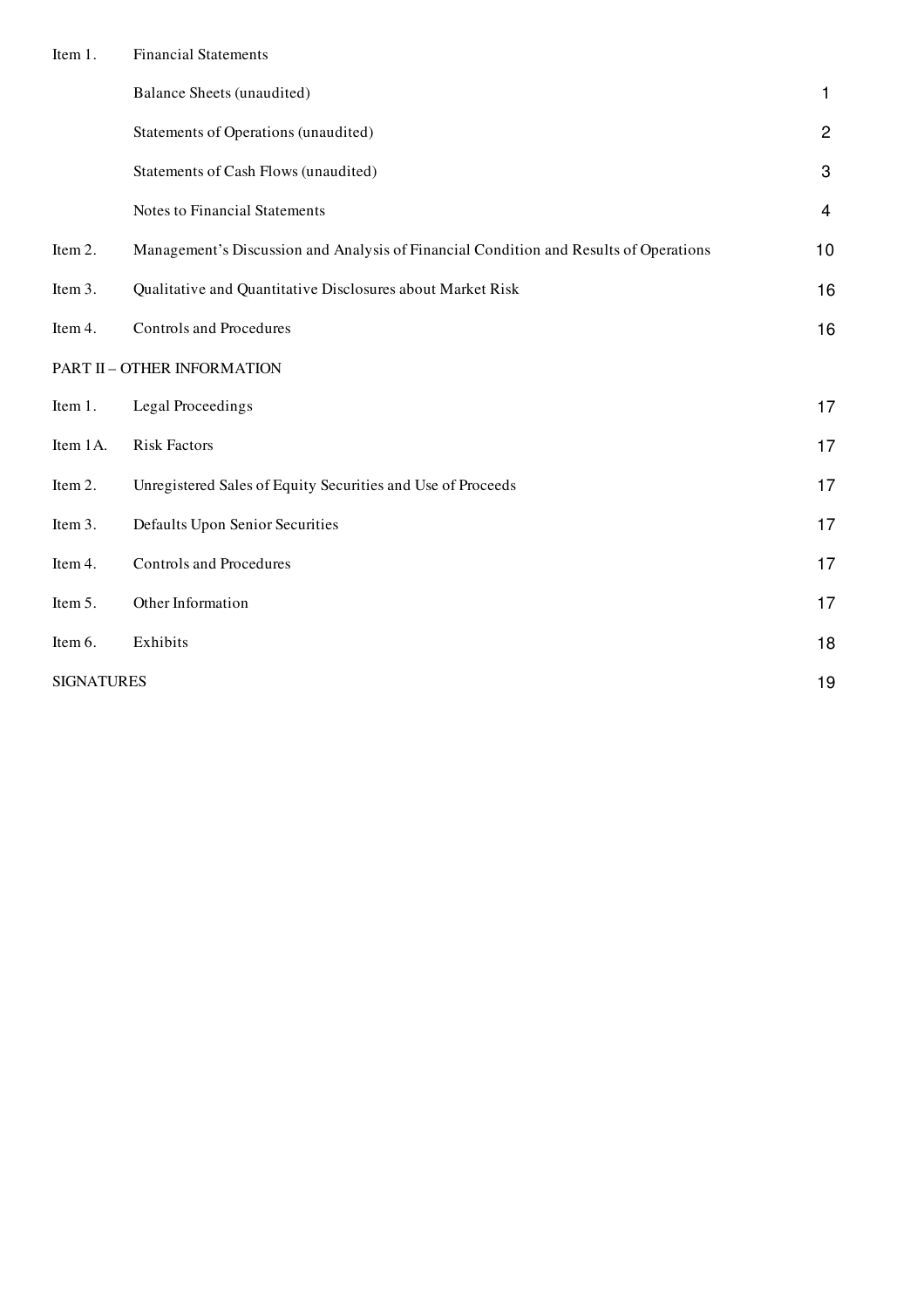| | | |
|---|---|---|
| Item 1. | Financial Statements | |
| | Balance Sheets (unaudited) | 1 |
| | Statements of Operations (unaudited) | 2 |
| | Statements of Cash Flows (unaudited) | 3 |
| | Notes to Financial Statements | 4 |
| Item 2. | Management's Discussion and Analysis of Financial Condition and Results of Operations | 10 |
| Item 3. | Qualitative and Quantitative Disclosures about Market Risk | 16 |
| Item 4. | Controls and Procedures | 16 |
| PART II – OTHER INFORMATION | | |
| Item 1. | Legal Proceedings | 17 |
| Item 1A. | Risk Factors | 17 |
| Item 2. | Unregistered Sales of Equity Securities and Use of Proceeds | 17 |
| Item 3. | Defaults Upon Senior Securities | 17 |
| Item 4. | Controls and Procedures | 17 |
| Item 5. | Other Information | 17 |
| Item 6. | Exhibits | 18 |
| SIGNATURES | | 19 |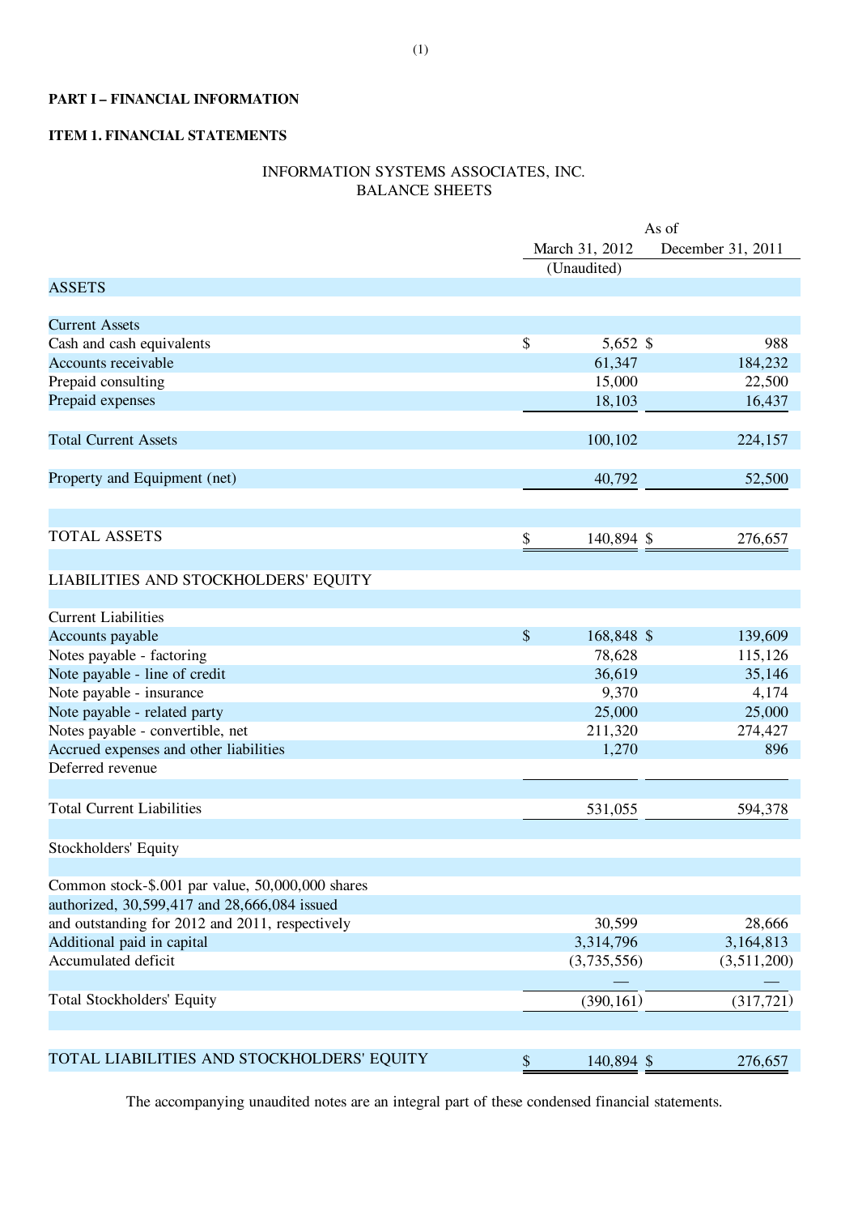**PART I – FINANCIAL INFORMATION**

**ITEM 1. FINANCIAL STATEMENTS**

INFORMATION SYSTEMS ASSOCIATES, INC.
BALANCE SHEETS

| | As of | |
|---|---|---|
| | March 31, 2012 (Unaudited) | December 31, 2011 |
| **ASSETS** | | |
| Current Assets | | |
| Cash and cash equivalents | $ 5,652 | $ 988 |
| Accounts receivable | 61,347 | 184,232 |
| Prepaid consulting | 15,000 | 22,500 |
| Prepaid expenses | 18,103 | 16,437 |
| Total Current Assets | 100,102 | 224,157 |
| Property and Equipment (net) | 40,792 | 52,500 |
| TOTAL ASSETS | $ 140,894 | $ 276,657 |
| **LIABILITIES AND STOCKHOLDERS' EQUITY** | | |
| Current Liabilities | | |
| Accounts payable | $ 168,848 | $ 139,609 |
| Notes payable - factoring | 78,628 | 115,126 |
| Note payable - line of credit | 36,619 | 35,146 |
| Note payable - insurance | 9,370 | 4,174 |
| Note payable - related party | 25,000 | 25,000 |
| Notes payable - convertible, net | 211,320 | 274,427 |
| Accrued expenses and other liabilities | 1,270 | 896 |
| Deferred revenue | | |
| Total Current Liabilities | 531,055 | 594,378 |
| Stockholders' Equity | | |
| Common stock-$.001 par value, 50,000,000 shares authorized, 30,599,417 and 28,666,084 issued and outstanding for 2012 and 2011, respectively | 30,599 | 28,666 |
| Additional paid in capital | 3,314,796 | 3,164,813 |
| Accumulated deficit | (3,735,556) | (3,511,200) |
| | — | — |
| Total Stockholders' Equity | (390,161) | (317,721) |
| TOTAL LIABILITIES AND STOCKHOLDERS' EQUITY | $ 140,894 | $ 276,657 |

The accompanying unaudited notes are an integral part of these condensed financial statements.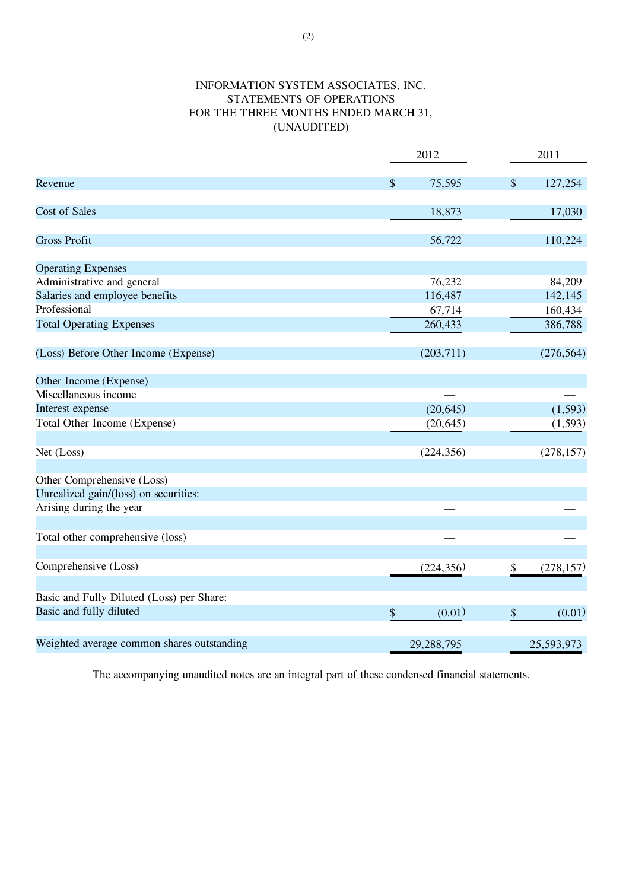INFORMATION SYSTEM ASSOCIATES, INC.
STATEMENTS OF OPERATIONS
FOR THE THREE MONTHS ENDED MARCH 31,
(UNAUDITED)

| | 2012 | 2011 |
|---|---|---|
| Revenue | $ 75,595 | $ 127,254 |
| Cost of Sales | 18,873 | 17,030 |
| Gross Profit | 56,722 | 110,224 |
| Operating Expenses | | |
| Administrative and general | 76,232 | 84,209 |
| Salaries and employee benefits | 116,487 | 142,145 |
| Professional | 67,714 | 160,434 |
| Total Operating Expenses | 260,433 | 386,788 |
| (Loss) Before Other Income (Expense) | (203,711) | (276,564) |
| Other Income (Expense) | | |
| Miscellaneous income | — | — |
| Interest expense | (20,645) | (1,593) |
| Total Other Income (Expense) | (20,645) | (1,593) |
| Net (Loss) | (224,356) | (278,157) |
| Other Comprehensive (Loss) | | |
| Unrealized gain/(loss) on securities: | | |
| Arising during the year | — | — |
| Total other comprehensive (loss) | — | — |
| Comprehensive (Loss) | (224,356) | $ (278,157) |
| Basic and Fully Diluted (Loss) per Share: | | |
| Basic and fully diluted | $ (0.01) | $ (0.01) |
| Weighted average common shares outstanding | 29,288,795 | 25,593,973 |

The accompanying unaudited notes are an integral part of these condensed financial statements.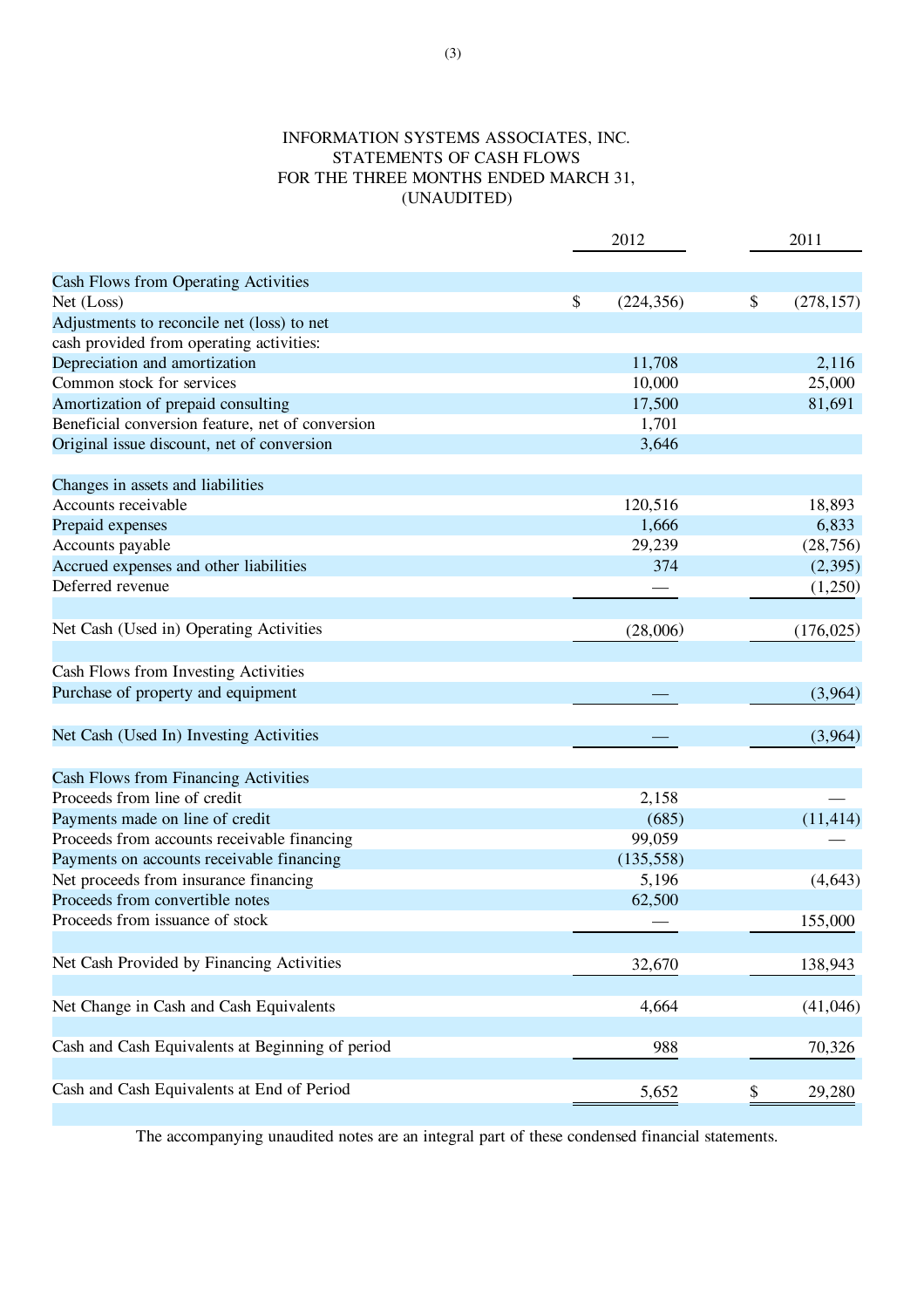INFORMATION SYSTEMS ASSOCIATES, INC.
STATEMENTS OF CASH FLOWS
FOR THE THREE MONTHS ENDED MARCH 31,
(UNAUDITED)

| | 2012 | 2011 |
|---|---|---|
| **Cash Flows from Operating Activities** | | |
| Net (Loss) | $ (224,356) | $ (278,157) |
| Adjustments to reconcile net (loss) to net cash provided from operating activities: | | |
| Depreciation and amortization | 11,708 | 2,116 |
| Common stock for services | 10,000 | 25,000 |
| Amortization of prepaid consulting | 17,500 | 81,691 |
| Beneficial conversion feature, net of conversion | 1,701 | |
| Original issue discount, net of conversion | 3,646 | |
| **Changes in assets and liabilities** | | |
| Accounts receivable | 120,516 | 18,893 |
| Prepaid expenses | 1,666 | 6,833 |
| Accounts payable | 29,239 | (28,756) |
| Accrued expenses and other liabilities | 374 | (2,395) |
| Deferred revenue | — | (1,250) |
| Net Cash (Used in) Operating Activities | (28,006) | (176,025) |
| **Cash Flows from Investing Activities** | | |
| Purchase of property and equipment | — | (3,964) |
| Net Cash (Used In) Investing Activities | — | (3,964) |
| **Cash Flows from Financing Activities** | | |
| Proceeds from line of credit | 2,158 | — |
| Payments made on line of credit | (685) | (11,414) |
| Proceeds from accounts receivable financing | 99,059 | — |
| Payments on accounts receivable financing | (135,558) | |
| Net proceeds from insurance financing | 5,196 | (4,643) |
| Proceeds from convertible notes | 62,500 | |
| Proceeds from issuance of stock | — | 155,000 |
| Net Cash Provided by Financing Activities | 32,670 | 138,943 |
| Net Change in Cash and Cash Equivalents | 4,664 | (41,046) |
| Cash and Cash Equivalents at Beginning of period | 988 | 70,326 |
| Cash and Cash Equivalents at End of Period | 5,652 | $ 29,280 |

The accompanying unaudited notes are an integral part of these condensed financial statements.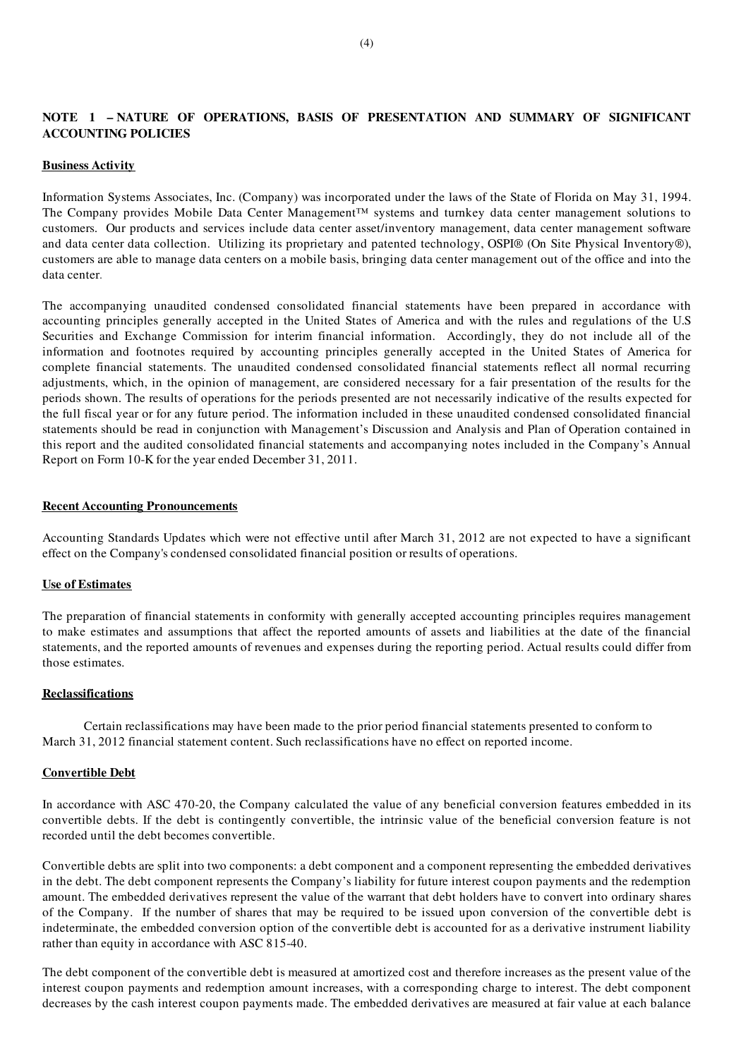## NOTE 1 – NATURE OF OPERATIONS, BASIS OF PRESENTATION AND SUMMARY OF SIGNIFICANT ACCOUNTING POLICIES

**Business Activity**

Information Systems Associates, Inc. (Company) was incorporated under the laws of the State of Florida on May 31, 1994. The Company provides Mobile Data Center Management™ systems and turnkey data center management solutions to customers. Our products and services include data center asset/inventory management, data center management software and data center data collection. Utilizing its proprietary and patented technology, OSPI® (On Site Physical Inventory®), customers are able to manage data centers on a mobile basis, bringing data center management out of the office and into the data center.

The accompanying unaudited condensed consolidated financial statements have been prepared in accordance with accounting principles generally accepted in the United States of America and with the rules and regulations of the U.S Securities and Exchange Commission for interim financial information. Accordingly, they do not include all of the information and footnotes required by accounting principles generally accepted in the United States of America for complete financial statements. The unaudited condensed consolidated financial statements reflect all normal recurring adjustments, which, in the opinion of management, are considered necessary for a fair presentation of the results for the periods shown. The results of operations for the periods presented are not necessarily indicative of the results expected for the full fiscal year or for any future period. The information included in these unaudited condensed consolidated financial statements should be read in conjunction with Management's Discussion and Analysis and Plan of Operation contained in this report and the audited consolidated financial statements and accompanying notes included in the Company's Annual Report on Form 10-K for the year ended December 31, 2011.

**Recent Accounting Pronouncements**

Accounting Standards Updates which were not effective until after March 31, 2012 are not expected to have a significant effect on the Company's condensed consolidated financial position or results of operations.

**Use of Estimates**

The preparation of financial statements in conformity with generally accepted accounting principles requires management to make estimates and assumptions that affect the reported amounts of assets and liabilities at the date of the financial statements, and the reported amounts of revenues and expenses during the reporting period. Actual results could differ from those estimates.

**Reclassifications**

Certain reclassifications may have been made to the prior period financial statements presented to conform to March 31, 2012 financial statement content. Such reclassifications have no effect on reported income.

**Convertible Debt**

In accordance with ASC 470-20, the Company calculated the value of any beneficial conversion features embedded in its convertible debts. If the debt is contingently convertible, the intrinsic value of the beneficial conversion feature is not recorded until the debt becomes convertible.

Convertible debts are split into two components: a debt component and a component representing the embedded derivatives in the debt. The debt component represents the Company's liability for future interest coupon payments and the redemption amount. The embedded derivatives represent the value of the warrant that debt holders have to convert into ordinary shares of the Company. If the number of shares that may be required to be issued upon conversion of the convertible debt is indeterminate, the embedded conversion option of the convertible debt is accounted for as a derivative instrument liability rather than equity in accordance with ASC 815-40.

The debt component of the convertible debt is measured at amortized cost and therefore increases as the present value of the interest coupon payments and redemption amount increases, with a corresponding charge to interest. The debt component decreases by the cash interest coupon payments made. The embedded derivatives are measured at fair value at each balance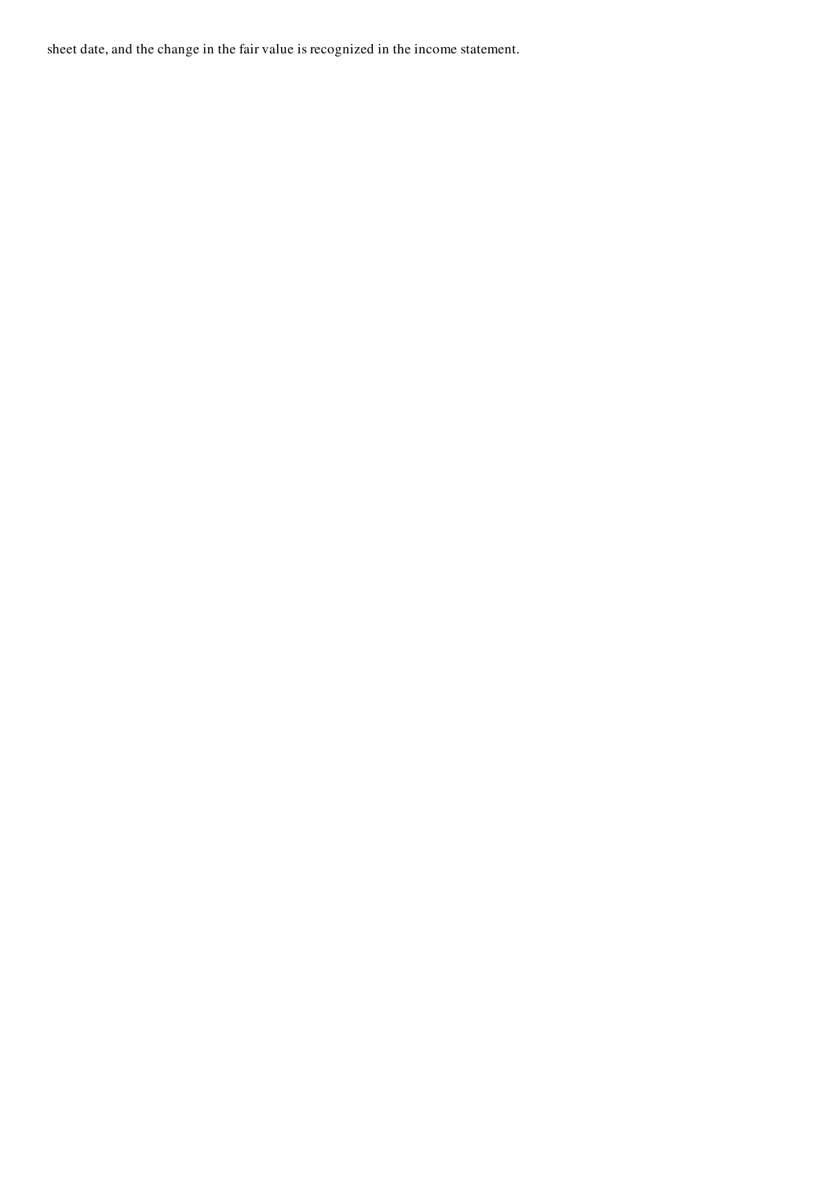sheet date, and the change in the fair value is recognized in the income statement.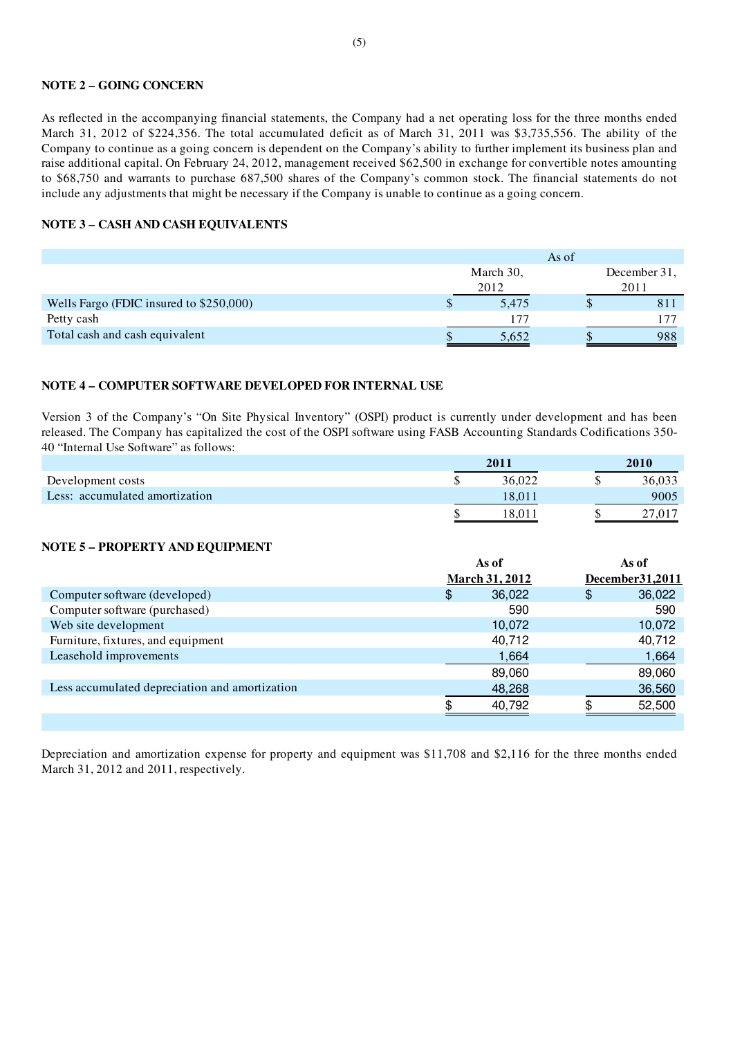## NOTE 2 – GOING CONCERN

As reflected in the accompanying financial statements, the Company had a net operating loss for the three months ended March 31, 2012 of $224,356. The total accumulated deficit as of March 31, 2011 was $3,735,556. The ability of the Company to continue as a going concern is dependent on the Company's ability to further implement its business plan and raise additional capital. On February 24, 2012, management received $62,500 in exchange for convertible notes amounting to $68,750 and warrants to purchase 687,500 shares of the Company's common stock. The financial statements do not include any adjustments that might be necessary if the Company is unable to continue as a going concern.

## NOTE 3 – CASH AND CASH EQUIVALENTS

| | As of | |
|---|---|---|
| | March 30, 2012 | December 31, 2011 |
| Wells Fargo (FDIC insured to $250,000) | $ 5,475 | $ 811 |
| Petty cash | 177 | 177 |
| Total cash and cash equivalent | $ 5,652 | $ 988 |

## NOTE 4 – COMPUTER SOFTWARE DEVELOPED FOR INTERNAL USE

Version 3 of the Company's "On Site Physical Inventory" (OSPI) product is currently under development and has been released. The Company has capitalized the cost of the OSPI software using FASB Accounting Standards Codifications 350-40 "Internal Use Software" as follows:

| | 2011 | 2010 |
|---|---|---|
| Development costs | $ 36,022 | $ 36,033 |
| Less: accumulated amortization | 18,011 | 9005 |
| | $ 18,011 | $ 27,017 |

## NOTE 5 – PROPERTY AND EQUIPMENT

| | As of March 31, 2012 | As of December31,2011 |
|---|---|---|
| Computer software (developed) | $ 36,022 | $ 36,022 |
| Computer software (purchased) | 590 | 590 |
| Web site development | 10,072 | 10,072 |
| Furniture, fixtures, and equipment | 40,712 | 40,712 |
| Leasehold improvements | 1,664 | 1,664 |
| | 89,060 | 89,060 |
| Less accumulated depreciation and amortization | 48,268 | 36,560 |
| | $ 40,792 | $ 52,500 |

Depreciation and amortization expense for property and equipment was $11,708 and $2,116 for the three months ended March 31, 2012 and 2011, respectively.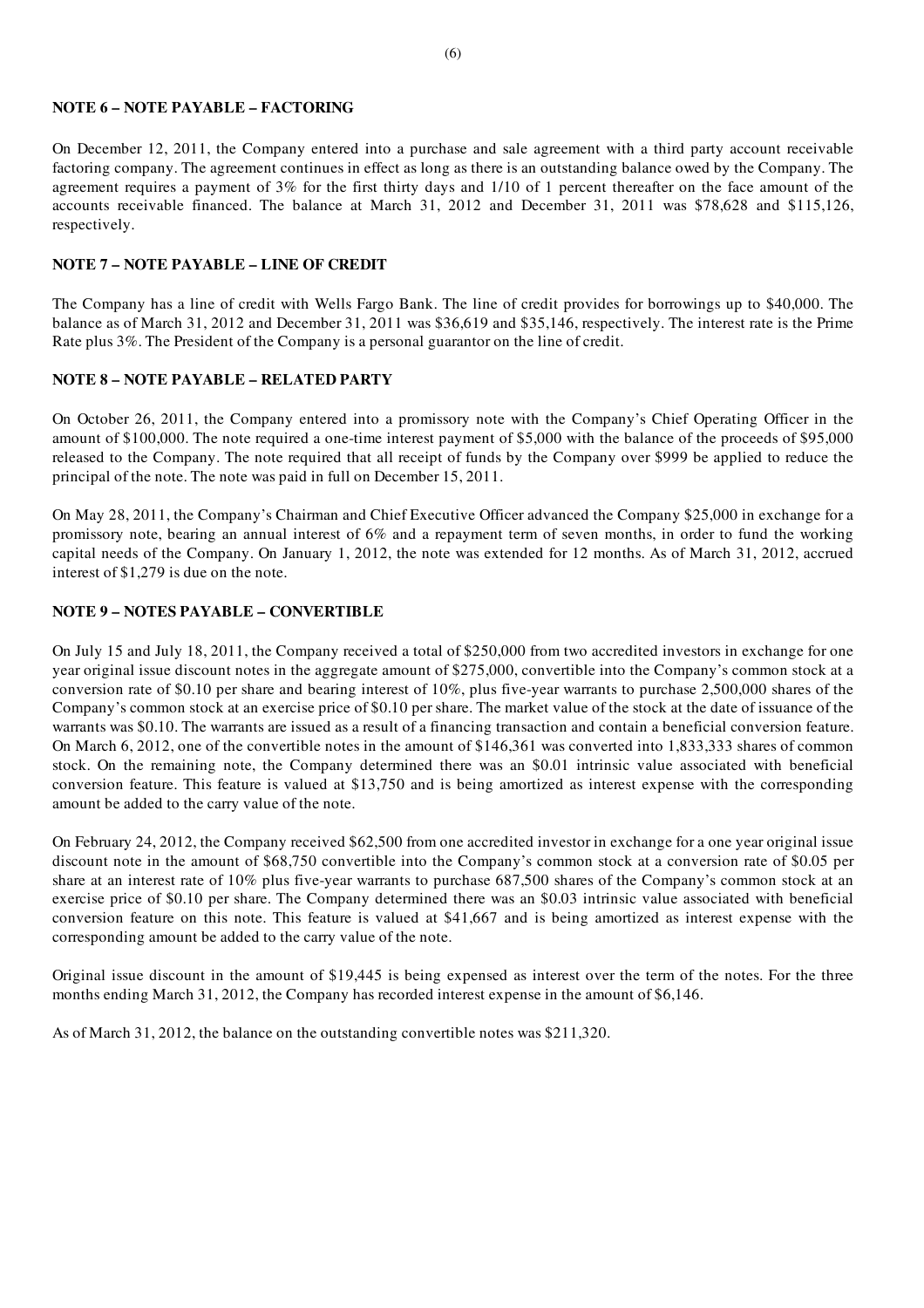## NOTE 6 – NOTE PAYABLE – FACTORING

On December 12, 2011, the Company entered into a purchase and sale agreement with a third party account receivable factoring company. The agreement continues in effect as long as there is an outstanding balance owed by the Company. The agreement requires a payment of 3% for the first thirty days and 1/10 of 1 percent thereafter on the face amount of the accounts receivable financed. The balance at March 31, 2012 and December 31, 2011 was $78,628 and $115,126, respectively.

## NOTE 7 – NOTE PAYABLE – LINE OF CREDIT

The Company has a line of credit with Wells Fargo Bank. The line of credit provides for borrowings up to $40,000. The balance as of March 31, 2012 and December 31, 2011 was $36,619 and $35,146, respectively. The interest rate is the Prime Rate plus 3%. The President of the Company is a personal guarantor on the line of credit.

## NOTE 8 – NOTE PAYABLE – RELATED PARTY

On October 26, 2011, the Company entered into a promissory note with the Company's Chief Operating Officer in the amount of $100,000. The note required a one-time interest payment of $5,000 with the balance of the proceeds of $95,000 released to the Company. The note required that all receipt of funds by the Company over $999 be applied to reduce the principal of the note. The note was paid in full on December 15, 2011.

On May 28, 2011, the Company's Chairman and Chief Executive Officer advanced the Company $25,000 in exchange for a promissory note, bearing an annual interest of 6% and a repayment term of seven months, in order to fund the working capital needs of the Company. On January 1, 2012, the note was extended for 12 months. As of March 31, 2012, accrued interest of $1,279 is due on the note.

## NOTE 9 – NOTES PAYABLE – CONVERTIBLE

On July 15 and July 18, 2011, the Company received a total of $250,000 from two accredited investors in exchange for one year original issue discount notes in the aggregate amount of $275,000, convertible into the Company's common stock at a conversion rate of $0.10 per share and bearing interest of 10%, plus five-year warrants to purchase 2,500,000 shares of the Company's common stock at an exercise price of $0.10 per share. The market value of the stock at the date of issuance of the warrants was $0.10. The warrants are issued as a result of a financing transaction and contain a beneficial conversion feature. On March 6, 2012, one of the convertible notes in the amount of $146,361 was converted into 1,833,333 shares of common stock. On the remaining note, the Company determined there was an $0.01 intrinsic value associated with beneficial conversion feature. This feature is valued at $13,750 and is being amortized as interest expense with the corresponding amount be added to the carry value of the note.

On February 24, 2012, the Company received $62,500 from one accredited investor in exchange for a one year original issue discount note in the amount of $68,750 convertible into the Company's common stock at a conversion rate of $0.05 per share at an interest rate of 10% plus five-year warrants to purchase 687,500 shares of the Company's common stock at an exercise price of $0.10 per share. The Company determined there was an $0.03 intrinsic value associated with beneficial conversion feature on this note. This feature is valued at $41,667 and is being amortized as interest expense with the corresponding amount be added to the carry value of the note.

Original issue discount in the amount of $19,445 is being expensed as interest over the term of the notes. For the three months ending March 31, 2012, the Company has recorded interest expense in the amount of $6,146.

As of March 31, 2012, the balance on the outstanding convertible notes was $211,320.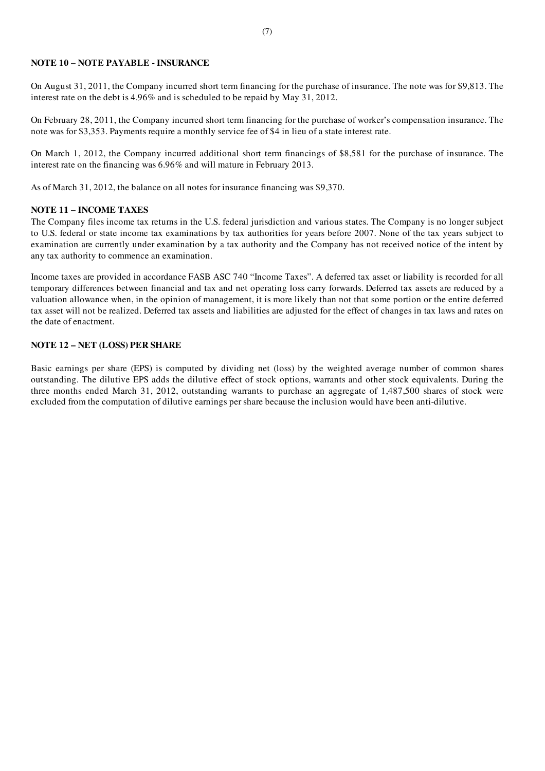## NOTE 10 – NOTE PAYABLE - INSURANCE

On August 31, 2011, the Company incurred short term financing for the purchase of insurance. The note was for $9,813. The interest rate on the debt is 4.96% and is scheduled to be repaid by May 31, 2012.

On February 28, 2011, the Company incurred short term financing for the purchase of worker's compensation insurance. The note was for $3,353. Payments require a monthly service fee of $4 in lieu of a state interest rate.

On March 1, 2012, the Company incurred additional short term financings of $8,581 for the purchase of insurance. The interest rate on the financing was 6.96% and will mature in February 2013.

As of March 31, 2012, the balance on all notes for insurance financing was $9,370.

## NOTE 11 – INCOME TAXES

The Company files income tax returns in the U.S. federal jurisdiction and various states. The Company is no longer subject to U.S. federal or state income tax examinations by tax authorities for years before 2007. None of the tax years subject to examination are currently under examination by a tax authority and the Company has not received notice of the intent by any tax authority to commence an examination.

Income taxes are provided in accordance FASB ASC 740 "Income Taxes". A deferred tax asset or liability is recorded for all temporary differences between financial and tax and net operating loss carry forwards. Deferred tax assets are reduced by a valuation allowance when, in the opinion of management, it is more likely than not that some portion or the entire deferred tax asset will not be realized. Deferred tax assets and liabilities are adjusted for the effect of changes in tax laws and rates on the date of enactment.

## NOTE 12 – NET (LOSS) PER SHARE

Basic earnings per share (EPS) is computed by dividing net (loss) by the weighted average number of common shares outstanding. The dilutive EPS adds the dilutive effect of stock options, warrants and other stock equivalents. During the three months ended March 31, 2012, outstanding warrants to purchase an aggregate of 1,487,500 shares of stock were excluded from the computation of dilutive earnings per share because the inclusion would have been anti-dilutive.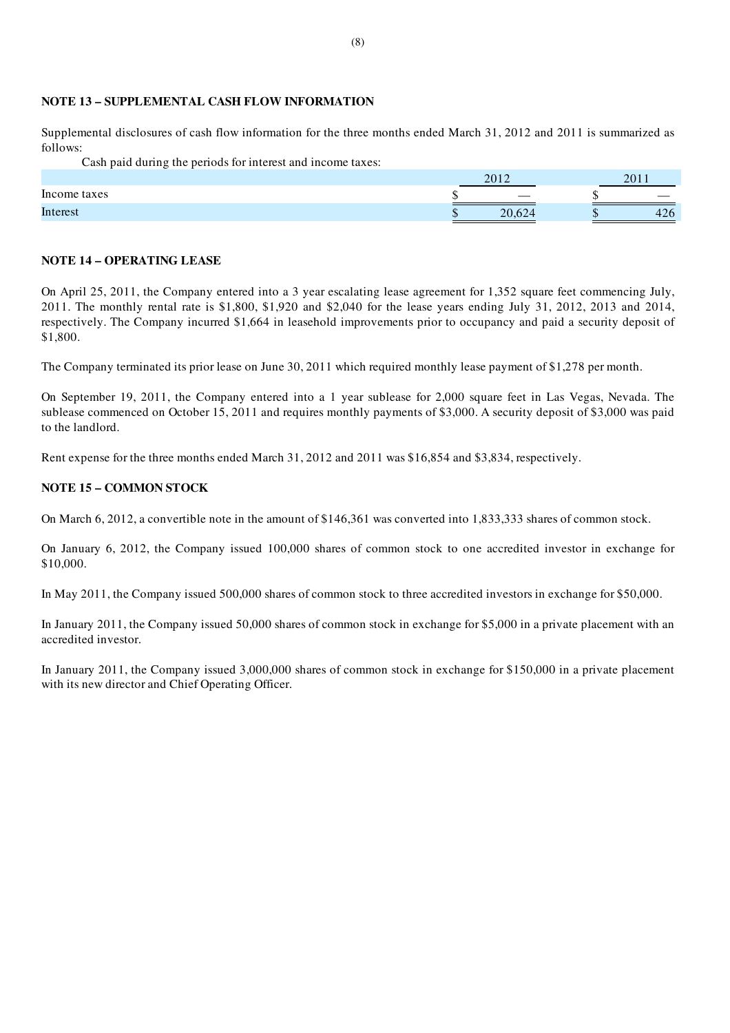## NOTE 13 – SUPPLEMENTAL CASH FLOW INFORMATION

Supplemental disclosures of cash flow information for the three months ended March 31, 2012 and 2011 is summarized as follows:

Cash paid during the periods for interest and income taxes:

| | 2012 | 2011 |
|---|---|---|
| Income taxes | $ — | $ — |
| Interest | $ 20,624 | $ 426 |

## NOTE 14 – OPERATING LEASE

On April 25, 2011, the Company entered into a 3 year escalating lease agreement for 1,352 square feet commencing July, 2011. The monthly rental rate is $1,800, $1,920 and $2,040 for the lease years ending July 31, 2012, 2013 and 2014, respectively. The Company incurred $1,664 in leasehold improvements prior to occupancy and paid a security deposit of $1,800.

The Company terminated its prior lease on June 30, 2011 which required monthly lease payment of $1,278 per month.

On September 19, 2011, the Company entered into a 1 year sublease for 2,000 square feet in Las Vegas, Nevada. The sublease commenced on October 15, 2011 and requires monthly payments of $3,000. A security deposit of $3,000 was paid to the landlord.

Rent expense for the three months ended March 31, 2012 and 2011 was $16,854 and $3,834, respectively.

## NOTE 15 – COMMON STOCK

On March 6, 2012, a convertible note in the amount of $146,361 was converted into 1,833,333 shares of common stock.

On January 6, 2012, the Company issued 100,000 shares of common stock to one accredited investor in exchange for $10,000.

In May 2011, the Company issued 500,000 shares of common stock to three accredited investors in exchange for $50,000.

In January 2011, the Company issued 50,000 shares of common stock in exchange for $5,000 in a private placement with an accredited investor.

In January 2011, the Company issued 3,000,000 shares of common stock in exchange for $150,000 in a private placement with its new director and Chief Operating Officer.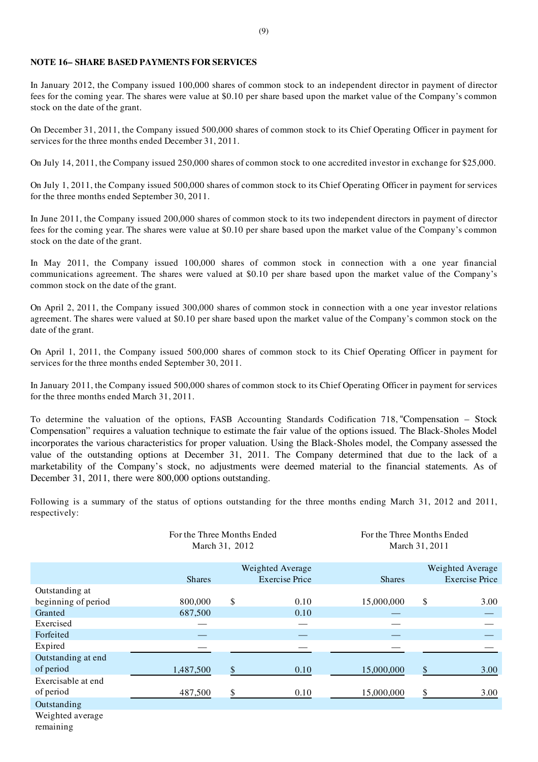## NOTE 16– SHARE BASED PAYMENTS FOR SERVICES

In January 2012, the Company issued 100,000 shares of common stock to an independent director in payment of director fees for the coming year. The shares were value at $0.10 per share based upon the market value of the Company's common stock on the date of the grant.

On December 31, 2011, the Company issued 500,000 shares of common stock to its Chief Operating Officer in payment for services for the three months ended December 31, 2011.

On July 14, 2011, the Company issued 250,000 shares of common stock to one accredited investor in exchange for $25,000.

On July 1, 2011, the Company issued 500,000 shares of common stock to its Chief Operating Officer in payment for services for the three months ended September 30, 2011.

In June 2011, the Company issued 200,000 shares of common stock to its two independent directors in payment of director fees for the coming year. The shares were value at $0.10 per share based upon the market value of the Company's common stock on the date of the grant.

In May 2011, the Company issued 100,000 shares of common stock in connection with a one year financial communications agreement. The shares were valued at $0.10 per share based upon the market value of the Company's common stock on the date of the grant.

On April 2, 2011, the Company issued 300,000 shares of common stock in connection with a one year investor relations agreement. The shares were valued at $0.10 per share based upon the market value of the Company's common stock on the date of the grant.

On April 1, 2011, the Company issued 500,000 shares of common stock to its Chief Operating Officer in payment for services for the three months ended September 30, 2011.

In January 2011, the Company issued 500,000 shares of common stock to its Chief Operating Officer in payment for services for the three months ended March 31, 2011.

To determine the valuation of the options, FASB Accounting Standards Codification 718, "Compensation – Stock Compensation" requires a valuation technique to estimate the fair value of the options issued. The Black-Sholes Model incorporates the various characteristics for proper valuation. Using the Black-Sholes model, the Company assessed the value of the outstanding options at December 31, 2011. The Company determined that due to the lack of a marketability of the Company's stock, no adjustments were deemed material to the financial statements. As of December 31, 2011, there were 800,000 options outstanding.

Following is a summary of the status of options outstanding for the three months ending March 31, 2012 and 2011, respectively:

| | For the Three Months Ended March 31, 2012 | | For the Three Months Ended March 31, 2011 | |
|---|---|---|---|---|
| | Shares | Weighted Average Exercise Price | Shares | Weighted Average Exercise Price |
| Outstanding at beginning of period | 800,000 | $ 0.10 | 15,000,000 | $ 3.00 |
| Granted | 687,500 | 0.10 | — | — |
| Exercised | — | — | — | — |
| Forfeited | — | — | — | — |
| Expired | — | — | — | — |
| Outstanding at end of period | 1,487,500 | $ 0.10 | 15,000,000 | $ 3.00 |
| Exercisable at end of period | 487,500 | $ 0.10 | 15,000,000 | $ 3.00 |
| Outstanding Weighted average remaining | | | | |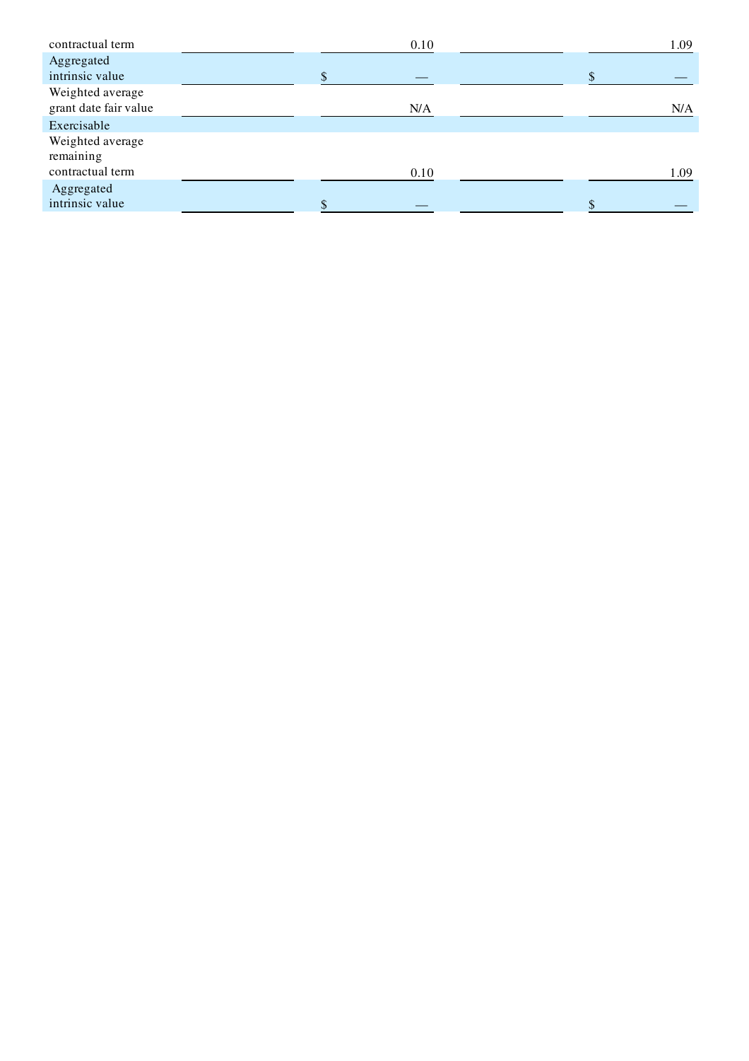| | | | | |
|---|---|---|---|---|
| contractual term | | 0.10 | | 1.09 |
| Aggregated intrinsic value | | $ — | | $ — |
| Weighted average grant date fair value | | N/A | | N/A |
| Exercisable | | | | |
| Weighted average remaining contractual term | | 0.10 | | 1.09 |
| Aggregated intrinsic value | | $ — | | $ — |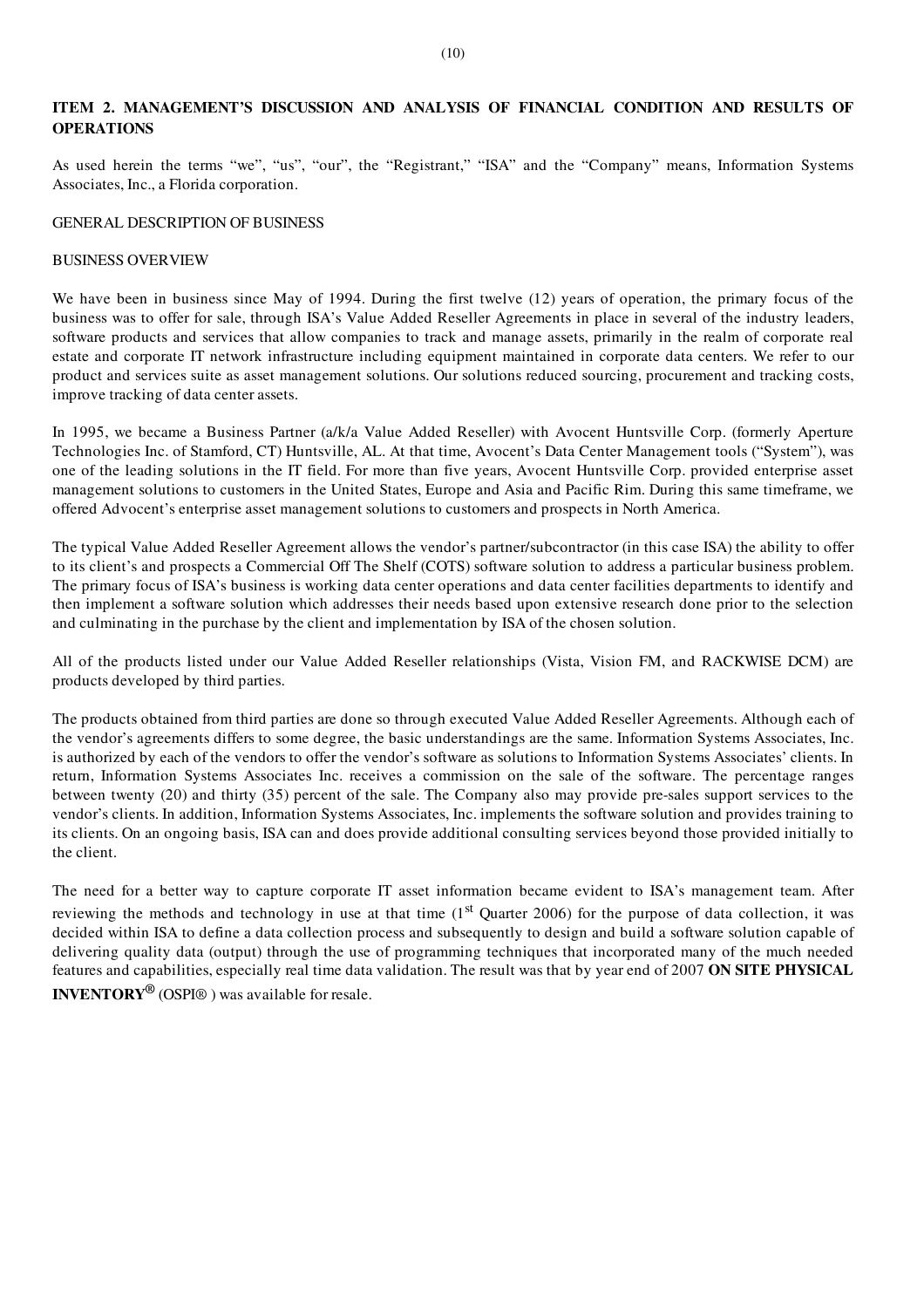## ITEM 2. MANAGEMENT'S DISCUSSION AND ANALYSIS OF FINANCIAL CONDITION AND RESULTS OF OPERATIONS

As used herein the terms "we", "us", "our", the "Registrant," "ISA" and the "Company" means, Information Systems Associates, Inc., a Florida corporation.

GENERAL DESCRIPTION OF BUSINESS

BUSINESS OVERVIEW

We have been in business since May of 1994. During the first twelve (12) years of operation, the primary focus of the business was to offer for sale, through ISA's Value Added Reseller Agreements in place in several of the industry leaders, software products and services that allow companies to track and manage assets, primarily in the realm of corporate real estate and corporate IT network infrastructure including equipment maintained in corporate data centers. We refer to our product and services suite as asset management solutions. Our solutions reduced sourcing, procurement and tracking costs, improve tracking of data center assets.

In 1995, we became a Business Partner (a/k/a Value Added Reseller) with Avocent Huntsville Corp. (formerly Aperture Technologies Inc. of Stamford, CT) Huntsville, AL. At that time, Avocent's Data Center Management tools ("System"), was one of the leading solutions in the IT field. For more than five years, Avocent Huntsville Corp. provided enterprise asset management solutions to customers in the United States, Europe and Asia and Pacific Rim. During this same timeframe, we offered Advocent's enterprise asset management solutions to customers and prospects in North America.

The typical Value Added Reseller Agreement allows the vendor's partner/subcontractor (in this case ISA) the ability to offer to its client's and prospects a Commercial Off The Shelf (COTS) software solution to address a particular business problem. The primary focus of ISA's business is working data center operations and data center facilities departments to identify and then implement a software solution which addresses their needs based upon extensive research done prior to the selection and culminating in the purchase by the client and implementation by ISA of the chosen solution.

All of the products listed under our Value Added Reseller relationships (Vista, Vision FM, and RACKWISE DCM) are products developed by third parties.

The products obtained from third parties are done so through executed Value Added Reseller Agreements. Although each of the vendor's agreements differs to some degree, the basic understandings are the same. Information Systems Associates, Inc. is authorized by each of the vendors to offer the vendor's software as solutions to Information Systems Associates' clients. In return, Information Systems Associates Inc. receives a commission on the sale of the software. The percentage ranges between twenty (20) and thirty (35) percent of the sale. The Company also may provide pre-sales support services to the vendor's clients. In addition, Information Systems Associates, Inc. implements the software solution and provides training to its clients. On an ongoing basis, ISA can and does provide additional consulting services beyond those provided initially to the client.

The need for a better way to capture corporate IT asset information became evident to ISA's management team. After reviewing the methods and technology in use at that time (1st Quarter 2006) for the purpose of data collection, it was decided within ISA to define a data collection process and subsequently to design and build a software solution capable of delivering quality data (output) through the use of programming techniques that incorporated many of the much needed features and capabilities, especially real time data validation. The result was that by year end of 2007 **ON SITE PHYSICAL INVENTORY®** (OSPI® ) was available for resale.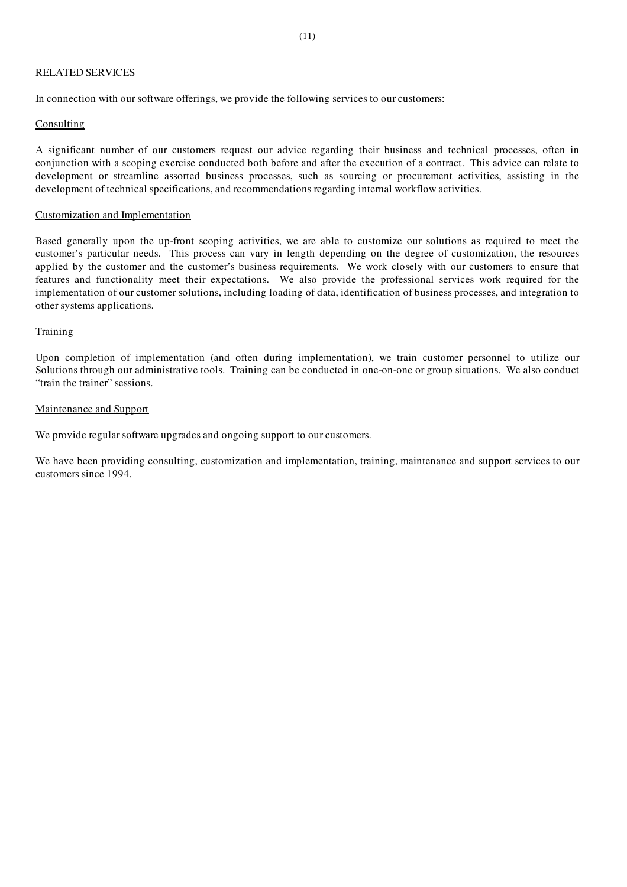## RELATED SERVICES

In connection with our software offerings, we provide the following services to our customers:

### Consulting

A significant number of our customers request our advice regarding their business and technical processes, often in conjunction with a scoping exercise conducted both before and after the execution of a contract. This advice can relate to development or streamline assorted business processes, such as sourcing or procurement activities, assisting in the development of technical specifications, and recommendations regarding internal workflow activities.

### Customization and Implementation

Based generally upon the up-front scoping activities, we are able to customize our solutions as required to meet the customer's particular needs. This process can vary in length depending on the degree of customization, the resources applied by the customer and the customer's business requirements. We work closely with our customers to ensure that features and functionality meet their expectations. We also provide the professional services work required for the implementation of our customer solutions, including loading of data, identification of business processes, and integration to other systems applications.

### Training

Upon completion of implementation (and often during implementation), we train customer personnel to utilize our Solutions through our administrative tools. Training can be conducted in one-on-one or group situations. We also conduct "train the trainer" sessions.

### Maintenance and Support

We provide regular software upgrades and ongoing support to our customers.

We have been providing consulting, customization and implementation, training, maintenance and support services to our customers since 1994.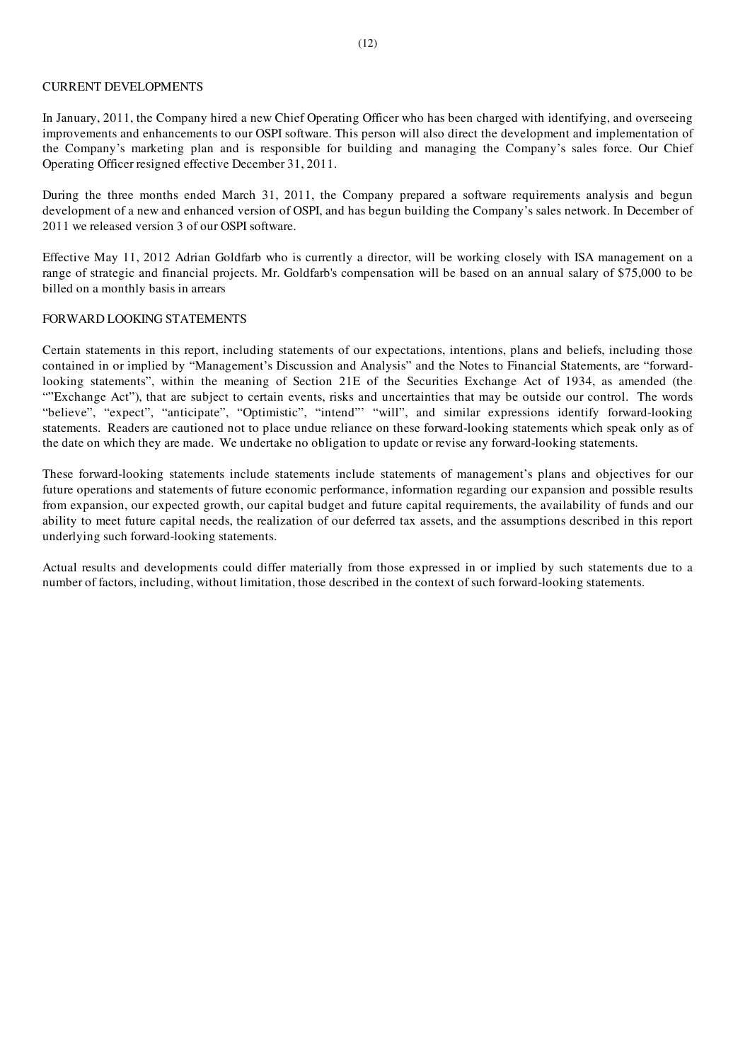## CURRENT DEVELOPMENTS

In January, 2011, the Company hired a new Chief Operating Officer who has been charged with identifying, and overseeing improvements and enhancements to our OSPI software. This person will also direct the development and implementation of the Company's marketing plan and is responsible for building and managing the Company's sales force. Our Chief Operating Officer resigned effective December 31, 2011.

During the three months ended March 31, 2011, the Company prepared a software requirements analysis and begun development of a new and enhanced version of OSPI, and has begun building the Company's sales network. In December of 2011 we released version 3 of our OSPI software.

Effective May 11, 2012 Adrian Goldfarb who is currently a director, will be working closely with ISA management on a range of strategic and financial projects. Mr. Goldfarb's compensation will be based on an annual salary of $75,000 to be billed on a monthly basis in arrears

## FORWARD LOOKING STATEMENTS

Certain statements in this report, including statements of our expectations, intentions, plans and beliefs, including those contained in or implied by "Management's Discussion and Analysis" and the Notes to Financial Statements, are "forward-looking statements", within the meaning of Section 21E of the Securities Exchange Act of 1934, as amended (the ""Exchange Act"), that are subject to certain events, risks and uncertainties that may be outside our control. The words "believe", "expect", "anticipate", "Optimistic", "intend"' "will", and similar expressions identify forward-looking statements. Readers are cautioned not to place undue reliance on these forward-looking statements which speak only as of the date on which they are made. We undertake no obligation to update or revise any forward-looking statements.

These forward-looking statements include statements include statements of management's plans and objectives for our future operations and statements of future economic performance, information regarding our expansion and possible results from expansion, our expected growth, our capital budget and future capital requirements, the availability of funds and our ability to meet future capital needs, the realization of our deferred tax assets, and the assumptions described in this report underlying such forward-looking statements.

Actual results and developments could differ materially from those expressed in or implied by such statements due to a number of factors, including, without limitation, those described in the context of such forward-looking statements.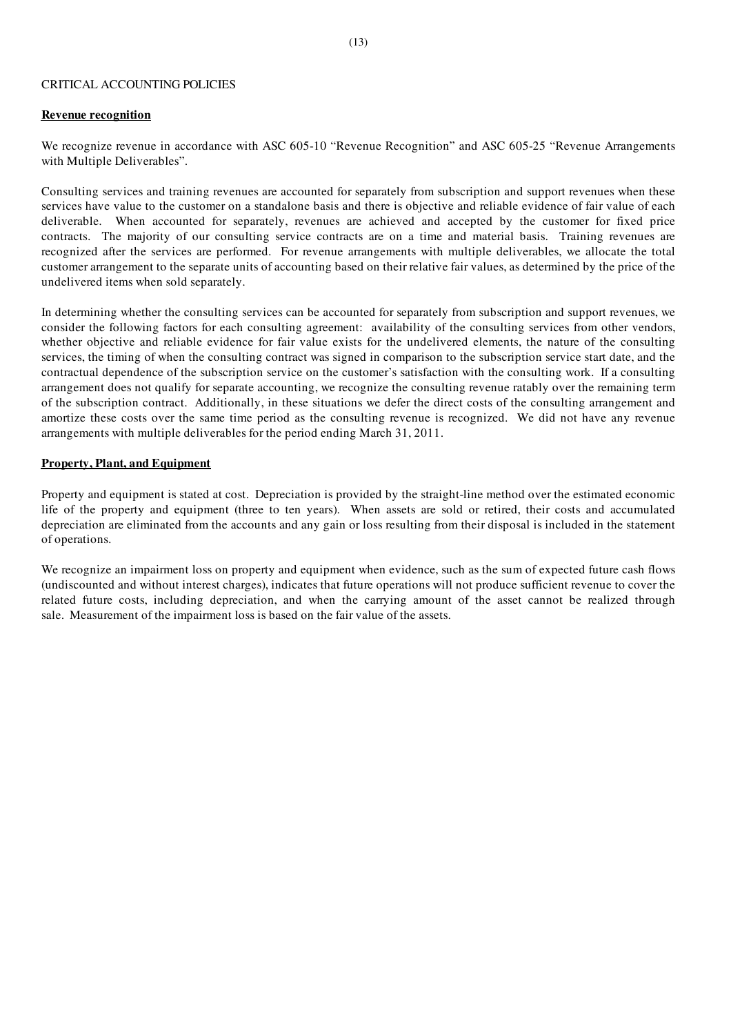CRITICAL ACCOUNTING POLICIES

**Revenue recognition**

We recognize revenue in accordance with ASC 605-10 "Revenue Recognition" and ASC 605-25 "Revenue Arrangements with Multiple Deliverables".

Consulting services and training revenues are accounted for separately from subscription and support revenues when these services have value to the customer on a standalone basis and there is objective and reliable evidence of fair value of each deliverable. When accounted for separately, revenues are achieved and accepted by the customer for fixed price contracts. The majority of our consulting service contracts are on a time and material basis. Training revenues are recognized after the services are performed. For revenue arrangements with multiple deliverables, we allocate the total customer arrangement to the separate units of accounting based on their relative fair values, as determined by the price of the undelivered items when sold separately.

In determining whether the consulting services can be accounted for separately from subscription and support revenues, we consider the following factors for each consulting agreement: availability of the consulting services from other vendors, whether objective and reliable evidence for fair value exists for the undelivered elements, the nature of the consulting services, the timing of when the consulting contract was signed in comparison to the subscription service start date, and the contractual dependence of the subscription service on the customer's satisfaction with the consulting work. If a consulting arrangement does not qualify for separate accounting, we recognize the consulting revenue ratably over the remaining term of the subscription contract. Additionally, in these situations we defer the direct costs of the consulting arrangement and amortize these costs over the same time period as the consulting revenue is recognized. We did not have any revenue arrangements with multiple deliverables for the period ending March 31, 2011.

**Property, Plant, and Equipment**

Property and equipment is stated at cost. Depreciation is provided by the straight-line method over the estimated economic life of the property and equipment (three to ten years). When assets are sold or retired, their costs and accumulated depreciation are eliminated from the accounts and any gain or loss resulting from their disposal is included in the statement of operations.

We recognize an impairment loss on property and equipment when evidence, such as the sum of expected future cash flows (undiscounted and without interest charges), indicates that future operations will not produce sufficient revenue to cover the related future costs, including depreciation, and when the carrying amount of the asset cannot be realized through sale. Measurement of the impairment loss is based on the fair value of the assets.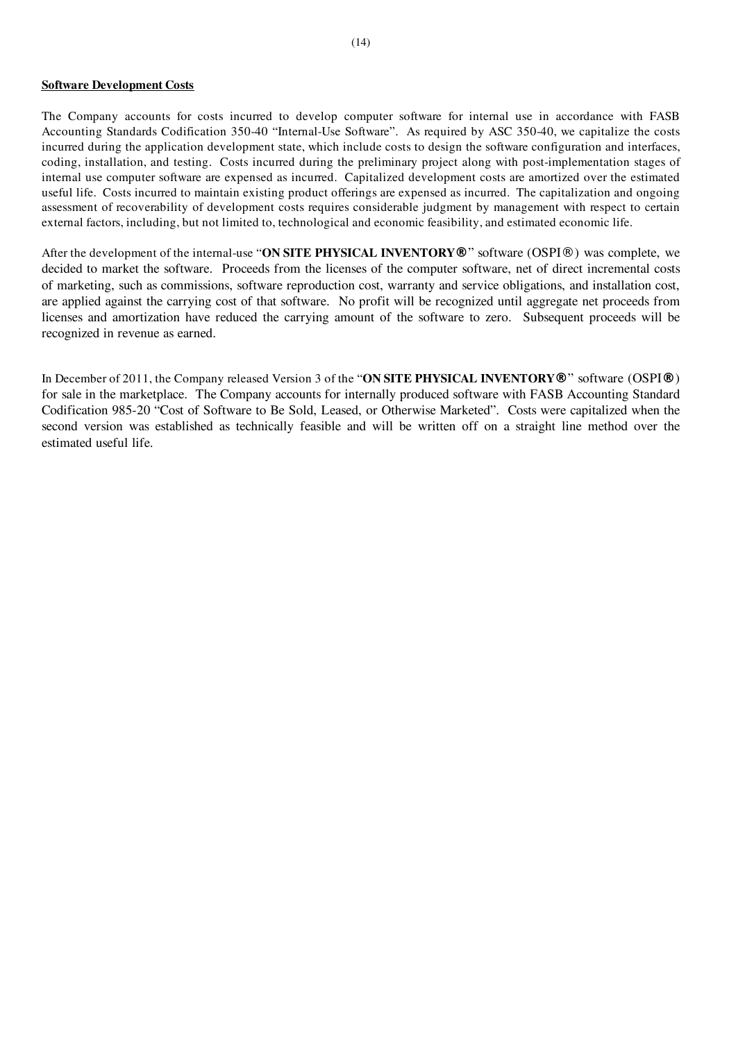**Software Development Costs**

The Company accounts for costs incurred to develop computer software for internal use in accordance with FASB Accounting Standards Codification 350-40 "Internal-Use Software". As required by ASC 350-40, we capitalize the costs incurred during the application development state, which include costs to design the software configuration and interfaces, coding, installation, and testing. Costs incurred during the preliminary project along with post-implementation stages of internal use computer software are expensed as incurred. Capitalized development costs are amortized over the estimated useful life. Costs incurred to maintain existing product offerings are expensed as incurred. The capitalization and ongoing assessment of recoverability of development costs requires considerable judgment by management with respect to certain external factors, including, but not limited to, technological and economic feasibility, and estimated economic life.

After the development of the internal-use "**ON SITE PHYSICAL INVENTORY®**" software (OSPI®) was complete, we decided to market the software. Proceeds from the licenses of the computer software, net of direct incremental costs of marketing, such as commissions, software reproduction cost, warranty and service obligations, and installation cost, are applied against the carrying cost of that software. No profit will be recognized until aggregate net proceeds from licenses and amortization have reduced the carrying amount of the software to zero. Subsequent proceeds will be recognized in revenue as earned.

In December of 2011, the Company released Version 3 of the "**ON SITE PHYSICAL INVENTORY®**" software (OSPI®) for sale in the marketplace. The Company accounts for internally produced software with FASB Accounting Standard Codification 985-20 "Cost of Software to Be Sold, Leased, or Otherwise Marketed". Costs were capitalized when the second version was established as technically feasible and will be written off on a straight line method over the estimated useful life.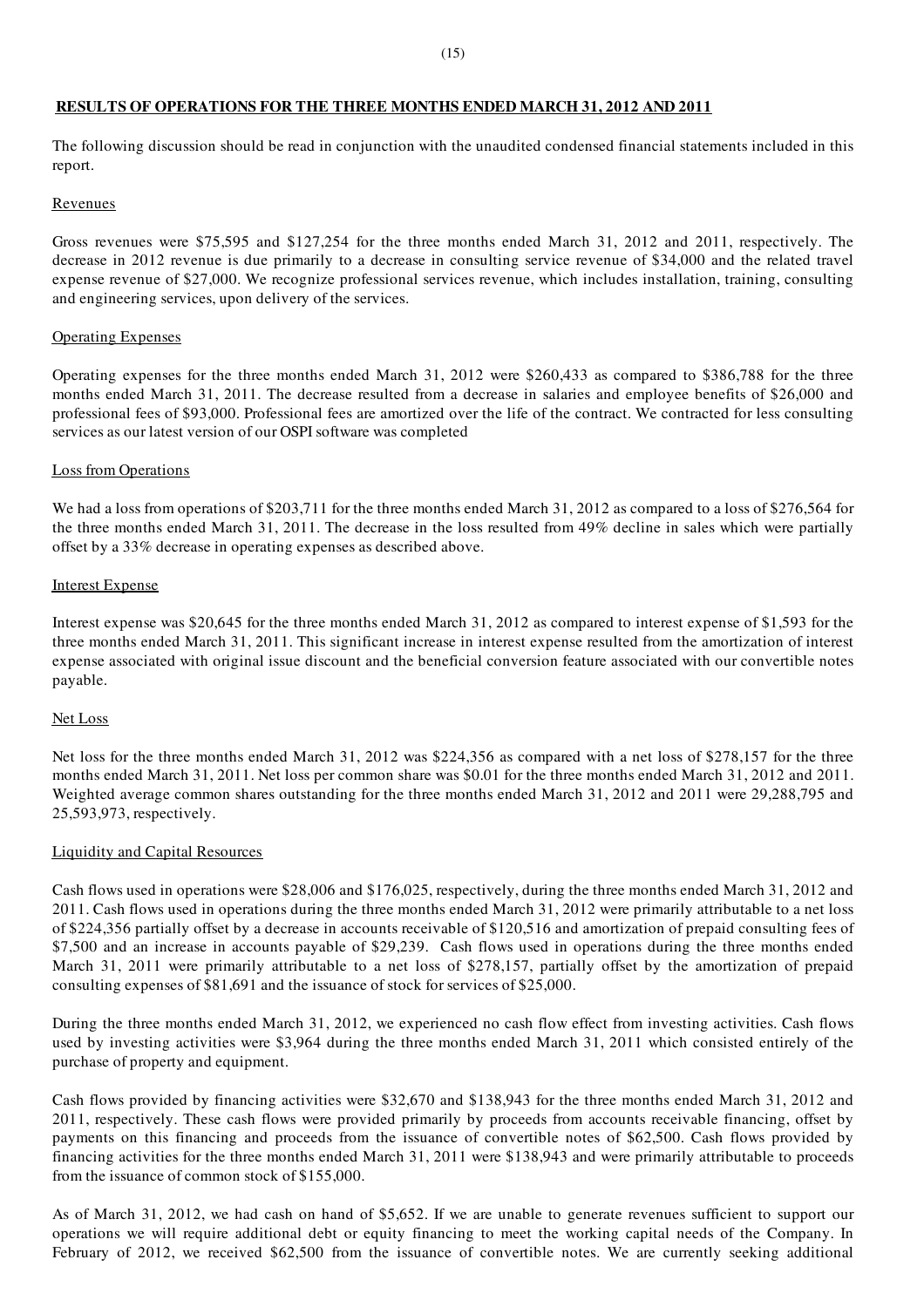## RESULTS OF OPERATIONS FOR THE THREE MONTHS ENDED MARCH 31, 2012 AND 2011

The following discussion should be read in conjunction with the unaudited condensed financial statements included in this report.

### Revenues

Gross revenues were $75,595 and $127,254 for the three months ended March 31, 2012 and 2011, respectively. The decrease in 2012 revenue is due primarily to a decrease in consulting service revenue of $34,000 and the related travel expense revenue of $27,000. We recognize professional services revenue, which includes installation, training, consulting and engineering services, upon delivery of the services.

### Operating Expenses

Operating expenses for the three months ended March 31, 2012 were $260,433 as compared to $386,788 for the three months ended March 31, 2011. The decrease resulted from a decrease in salaries and employee benefits of $26,000 and professional fees of $93,000. Professional fees are amortized over the life of the contract. We contracted for less consulting services as our latest version of our OSPI software was completed

### Loss from Operations

We had a loss from operations of $203,711 for the three months ended March 31, 2012 as compared to a loss of $276,564 for the three months ended March 31, 2011. The decrease in the loss resulted from 49% decline in sales which were partially offset by a 33% decrease in operating expenses as described above.

### Interest Expense

Interest expense was $20,645 for the three months ended March 31, 2012 as compared to interest expense of $1,593 for the three months ended March 31, 2011. This significant increase in interest expense resulted from the amortization of interest expense associated with original issue discount and the beneficial conversion feature associated with our convertible notes payable.

### Net Loss

Net loss for the three months ended March 31, 2012 was $224,356 as compared with a net loss of $278,157 for the three months ended March 31, 2011. Net loss per common share was $0.01 for the three months ended March 31, 2012 and 2011. Weighted average common shares outstanding for the three months ended March 31, 2012 and 2011 were 29,288,795 and 25,593,973, respectively.

### Liquidity and Capital Resources

Cash flows used in operations were $28,006 and $176,025, respectively, during the three months ended March 31, 2012 and 2011. Cash flows used in operations during the three months ended March 31, 2012 were primarily attributable to a net loss of $224,356 partially offset by a decrease in accounts receivable of $120,516 and amortization of prepaid consulting fees of $7,500 and an increase in accounts payable of $29,239. Cash flows used in operations during the three months ended March 31, 2011 were primarily attributable to a net loss of $278,157, partially offset by the amortization of prepaid consulting expenses of $81,691 and the issuance of stock for services of $25,000.

During the three months ended March 31, 2012, we experienced no cash flow effect from investing activities. Cash flows used by investing activities were $3,964 during the three months ended March 31, 2011 which consisted entirely of the purchase of property and equipment.

Cash flows provided by financing activities were $32,670 and $138,943 for the three months ended March 31, 2012 and 2011, respectively. These cash flows were provided primarily by proceeds from accounts receivable financing, offset by payments on this financing and proceeds from the issuance of convertible notes of $62,500. Cash flows provided by financing activities for the three months ended March 31, 2011 were $138,943 and were primarily attributable to proceeds from the issuance of common stock of $155,000.

As of March 31, 2012, we had cash on hand of $5,652. If we are unable to generate revenues sufficient to support our operations we will require additional debt or equity financing to meet the working capital needs of the Company. In February of 2012, we received $62,500 from the issuance of convertible notes. We are currently seeking additional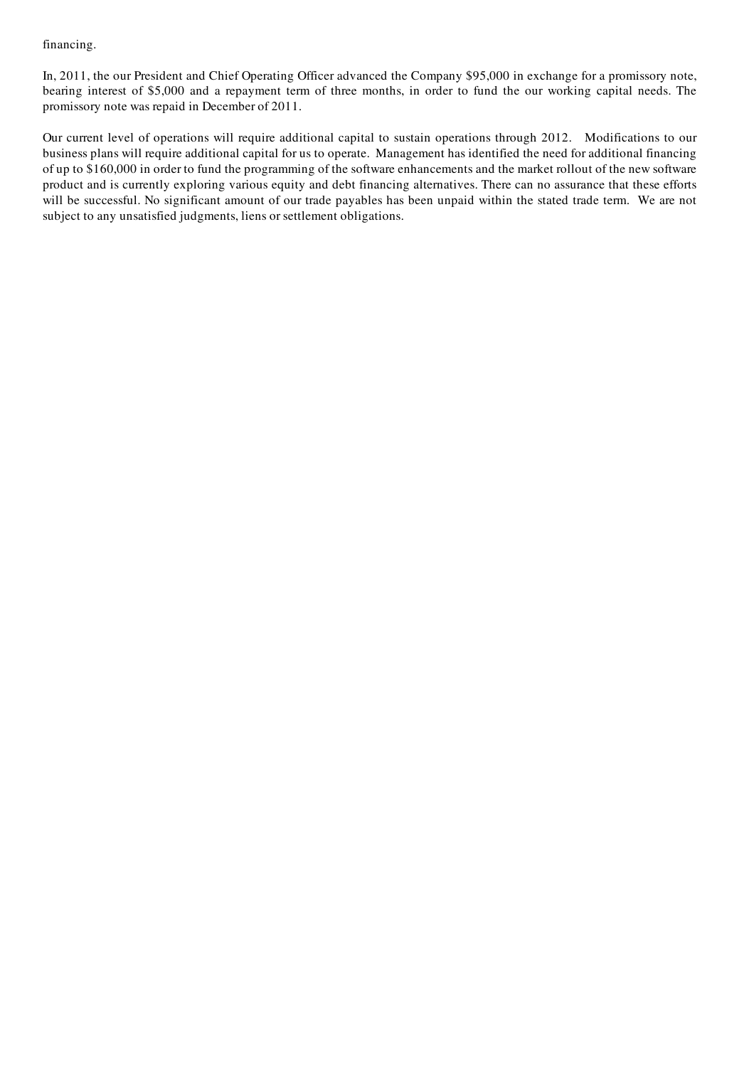financing.

In, 2011, the our President and Chief Operating Officer advanced the Company $95,000 in exchange for a promissory note, bearing interest of $5,000 and a repayment term of three months, in order to fund the our working capital needs. The promissory note was repaid in December of 2011.

Our current level of operations will require additional capital to sustain operations through 2012. Modifications to our business plans will require additional capital for us to operate. Management has identified the need for additional financing of up to $160,000 in order to fund the programming of the software enhancements and the market rollout of the new software product and is currently exploring various equity and debt financing alternatives. There can no assurance that these efforts will be successful. No significant amount of our trade payables has been unpaid within the stated trade term. We are not subject to any unsatisfied judgments, liens or settlement obligations.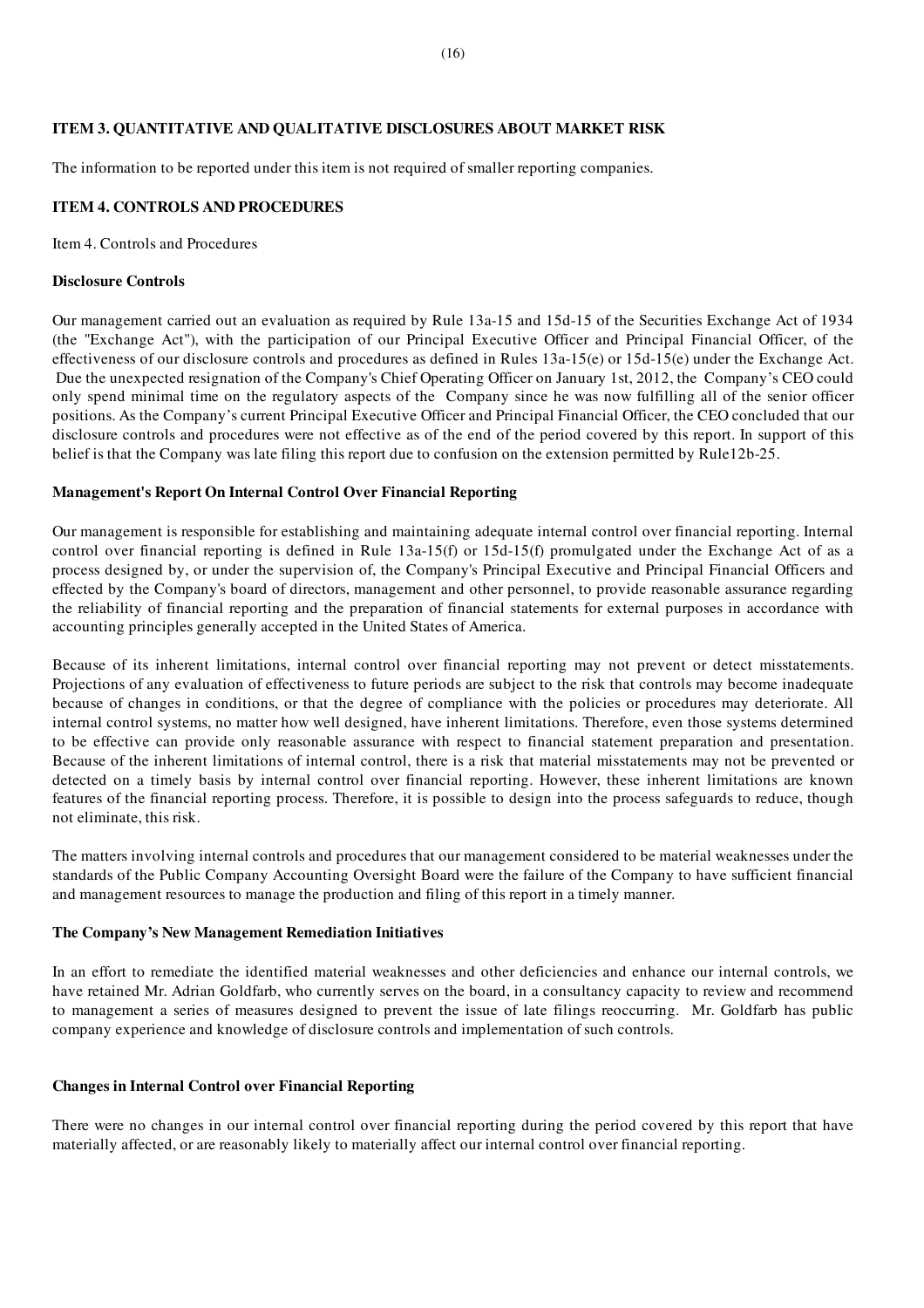## ITEM 3. QUANTITATIVE AND QUALITATIVE DISCLOSURES ABOUT MARKET RISK

The information to be reported under this item is not required of smaller reporting companies.

## ITEM 4. CONTROLS AND PROCEDURES

Item 4. Controls and Procedures

**Disclosure Controls**

Our management carried out an evaluation as required by Rule 13a-15 and 15d-15 of the Securities Exchange Act of 1934 (the "Exchange Act"), with the participation of our Principal Executive Officer and Principal Financial Officer, of the effectiveness of our disclosure controls and procedures as defined in Rules 13a-15(e) or 15d-15(e) under the Exchange Act. Due the unexpected resignation of the Company's Chief Operating Officer on January 1st, 2012, the Company's CEO could only spend minimal time on the regulatory aspects of the Company since he was now fulfilling all of the senior officer positions. As the Company's current Principal Executive Officer and Principal Financial Officer, the CEO concluded that our disclosure controls and procedures were not effective as of the end of the period covered by this report. In support of this belief is that the Company was late filing this report due to confusion on the extension permitted by Rule12b-25.

**Management's Report On Internal Control Over Financial Reporting**

Our management is responsible for establishing and maintaining adequate internal control over financial reporting. Internal control over financial reporting is defined in Rule 13a-15(f) or 15d-15(f) promulgated under the Exchange Act of as a process designed by, or under the supervision of, the Company's Principal Executive and Principal Financial Officers and effected by the Company's board of directors, management and other personnel, to provide reasonable assurance regarding the reliability of financial reporting and the preparation of financial statements for external purposes in accordance with accounting principles generally accepted in the United States of America.

Because of its inherent limitations, internal control over financial reporting may not prevent or detect misstatements. Projections of any evaluation of effectiveness to future periods are subject to the risk that controls may become inadequate because of changes in conditions, or that the degree of compliance with the policies or procedures may deteriorate. All internal control systems, no matter how well designed, have inherent limitations. Therefore, even those systems determined to be effective can provide only reasonable assurance with respect to financial statement preparation and presentation. Because of the inherent limitations of internal control, there is a risk that material misstatements may not be prevented or detected on a timely basis by internal control over financial reporting. However, these inherent limitations are known features of the financial reporting process. Therefore, it is possible to design into the process safeguards to reduce, though not eliminate, this risk.

The matters involving internal controls and procedures that our management considered to be material weaknesses under the standards of the Public Company Accounting Oversight Board were the failure of the Company to have sufficient financial and management resources to manage the production and filing of this report in a timely manner.

**The Company's New Management Remediation Initiatives**

In an effort to remediate the identified material weaknesses and other deficiencies and enhance our internal controls, we have retained Mr. Adrian Goldfarb, who currently serves on the board, in a consultancy capacity to review and recommend to management a series of measures designed to prevent the issue of late filings reoccurring. Mr. Goldfarb has public company experience and knowledge of disclosure controls and implementation of such controls.

**Changes in Internal Control over Financial Reporting**

There were no changes in our internal control over financial reporting during the period covered by this report that have materially affected, or are reasonably likely to materially affect our internal control over financial reporting.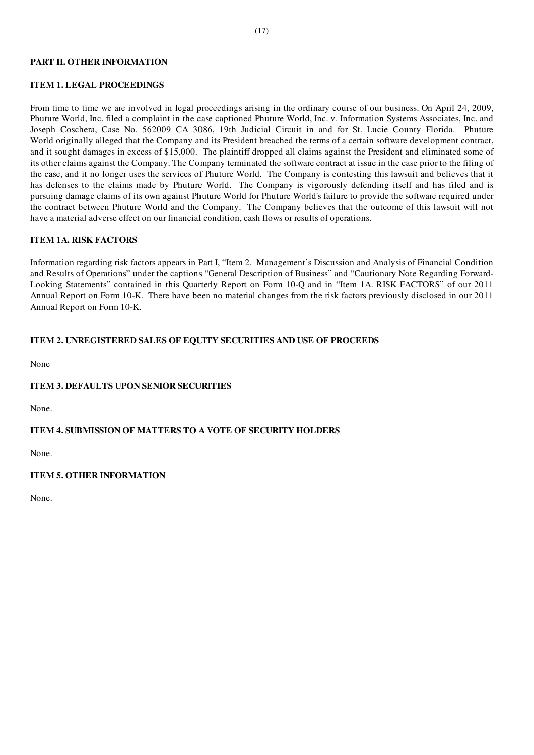## PART II. OTHER INFORMATION

### ITEM 1. LEGAL PROCEEDINGS

From time to time we are involved in legal proceedings arising in the ordinary course of our business. On April 24, 2009, Phuture World, Inc. filed a complaint in the case captioned Phuture World, Inc. v. Information Systems Associates, Inc. and Joseph Coschera, Case No. 562009 CA 3086, 19th Judicial Circuit in and for St. Lucie County Florida. Phuture World originally alleged that the Company and its President breached the terms of a certain software development contract, and it sought damages in excess of $15,000. The plaintiff dropped all claims against the President and eliminated some of its other claims against the Company. The Company terminated the software contract at issue in the case prior to the filing of the case, and it no longer uses the services of Phuture World. The Company is contesting this lawsuit and believes that it has defenses to the claims made by Phuture World. The Company is vigorously defending itself and has filed and is pursuing damage claims of its own against Phuture World for Phuture World's failure to provide the software required under the contract between Phuture World and the Company. The Company believes that the outcome of this lawsuit will not have a material adverse effect on our financial condition, cash flows or results of operations.

### ITEM 1A. RISK FACTORS

Information regarding risk factors appears in Part I, "Item 2. Management's Discussion and Analysis of Financial Condition and Results of Operations" under the captions "General Description of Business" and "Cautionary Note Regarding Forward-Looking Statements" contained in this Quarterly Report on Form 10-Q and in "Item 1A. RISK FACTORS" of our 2011 Annual Report on Form 10-K. There have been no material changes from the risk factors previously disclosed in our 2011 Annual Report on Form 10-K.

### ITEM 2. UNREGISTERED SALES OF EQUITY SECURITIES AND USE OF PROCEEDS

None

### ITEM 3. DEFAULTS UPON SENIOR SECURITIES

None.

### ITEM 4. SUBMISSION OF MATTERS TO A VOTE OF SECURITY HOLDERS

None.

### ITEM 5. OTHER INFORMATION

None.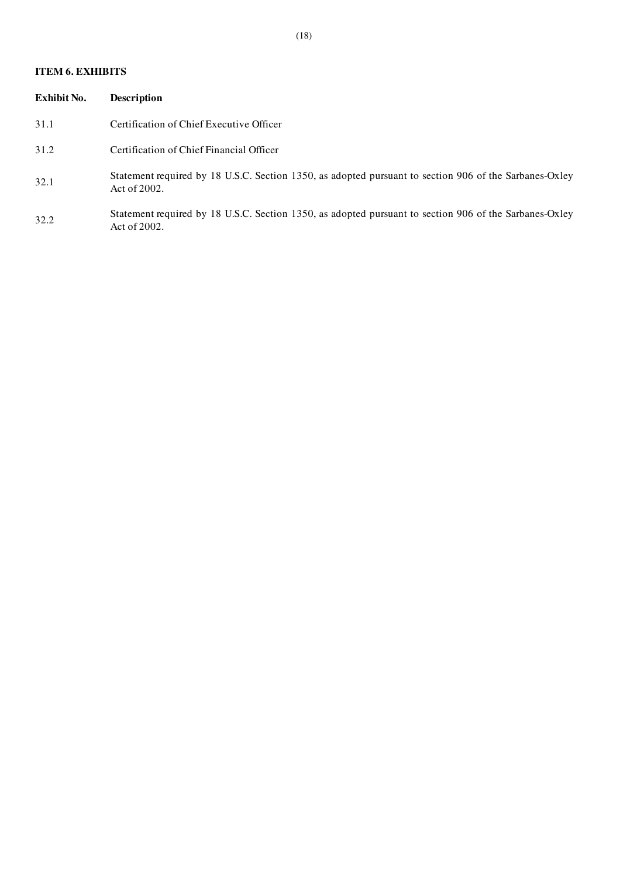**ITEM 6. EXHIBITS**

| Exhibit No. | Description |
|---|---|
| 31.1 | Certification of Chief Executive Officer |
| 31.2 | Certification of Chief Financial Officer |
| 32.1 | Statement required by 18 U.S.C. Section 1350, as adopted pursuant to section 906 of the Sarbanes-Oxley Act of 2002. |
| 32.2 | Statement required by 18 U.S.C. Section 1350, as adopted pursuant to section 906 of the Sarbanes-Oxley Act of 2002. |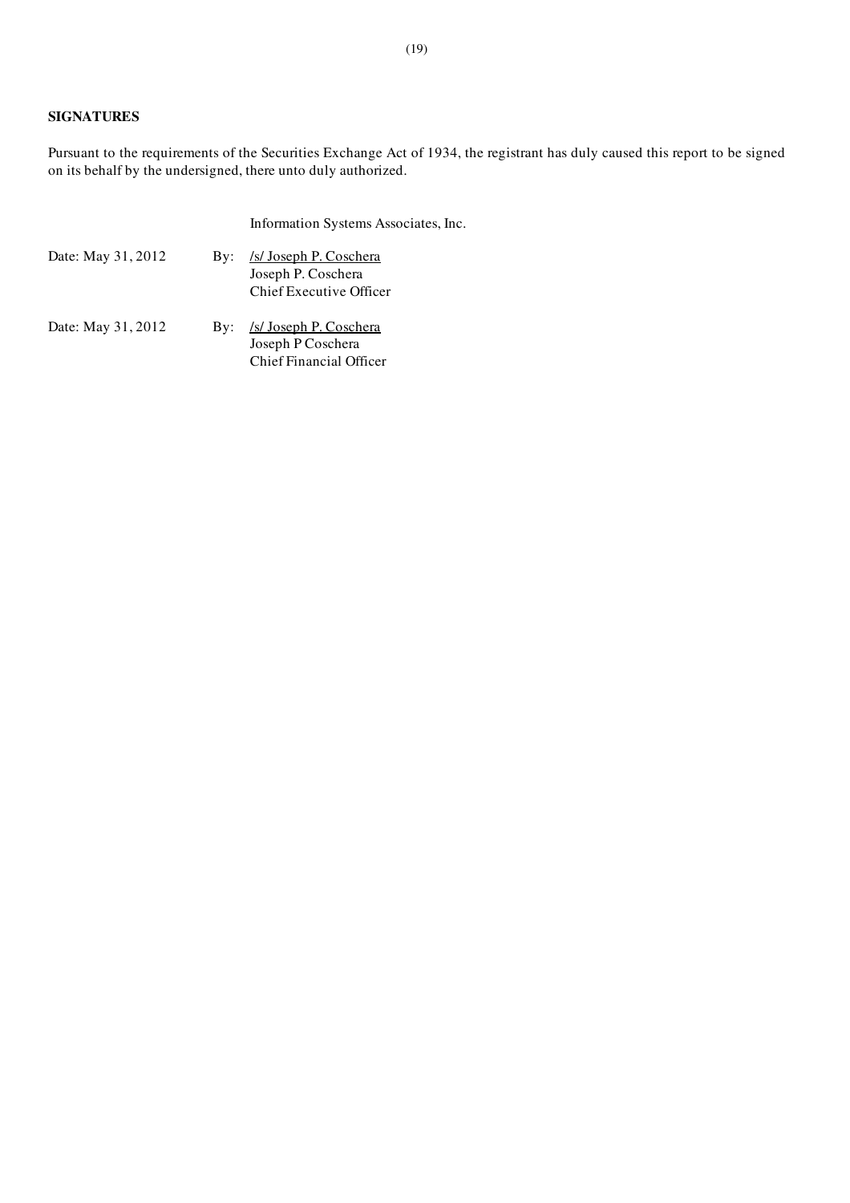**SIGNATURES**

Pursuant to the requirements of the Securities Exchange Act of 1934, the registrant has duly caused this report to be signed on its behalf by the undersigned, there unto duly authorized.

Information Systems Associates, Inc.

Date: May 31, 2012 By: /s/ Joseph P. Coschera
Joseph P. Coschera
Chief Executive Officer

Date: May 31, 2012 By: /s/ Joseph P. Coschera
Joseph P Coschera
Chief Financial Officer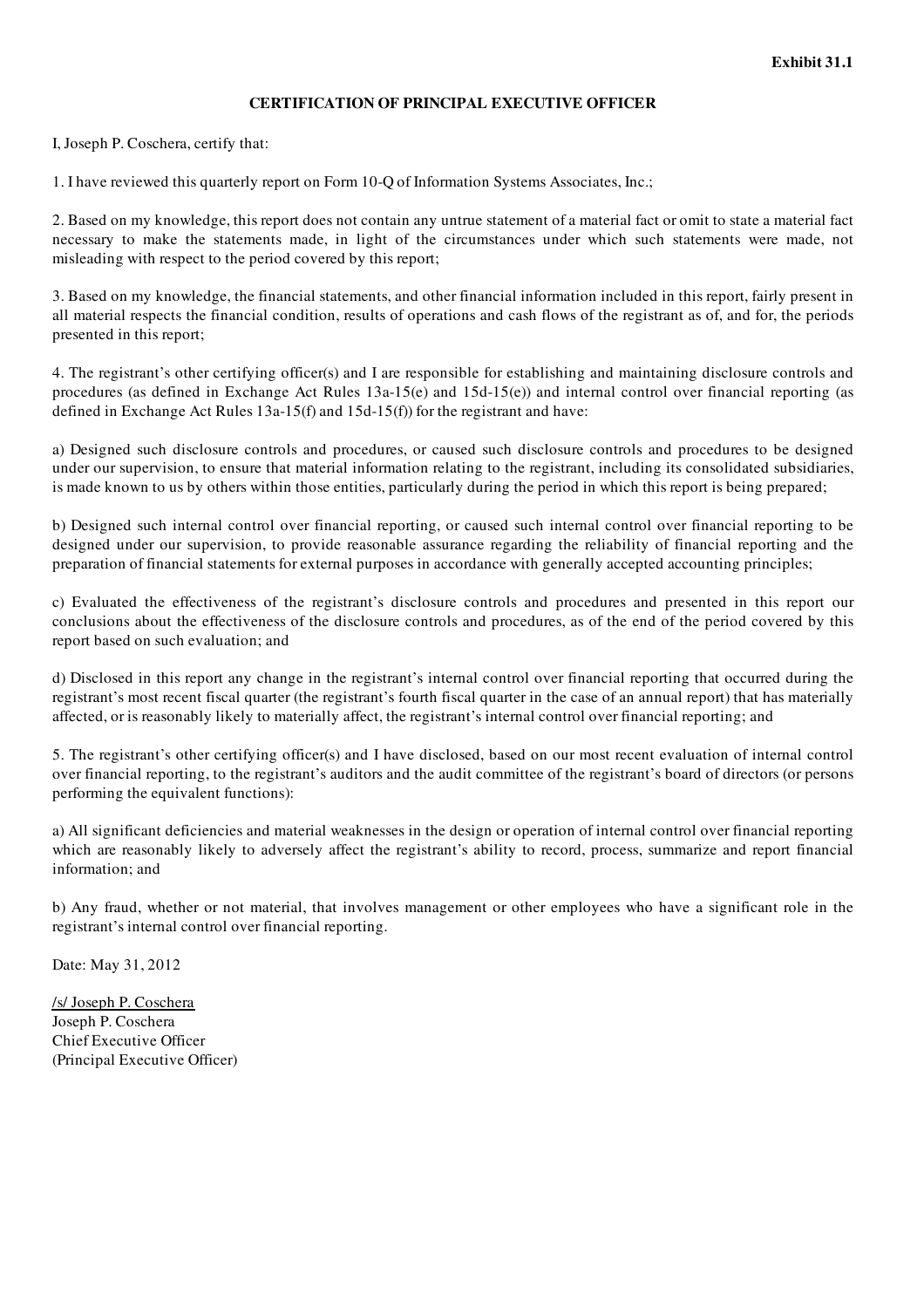**Exhibit 31.1**

**CERTIFICATION OF PRINCIPAL EXECUTIVE OFFICER**

I, Joseph P. Coschera, certify that:

1. I have reviewed this quarterly report on Form 10-Q of Information Systems Associates, Inc.;

2. Based on my knowledge, this report does not contain any untrue statement of a material fact or omit to state a material fact necessary to make the statements made, in light of the circumstances under which such statements were made, not misleading with respect to the period covered by this report;

3. Based on my knowledge, the financial statements, and other financial information included in this report, fairly present in all material respects the financial condition, results of operations and cash flows of the registrant as of, and for, the periods presented in this report;

4. The registrant's other certifying officer(s) and I are responsible for establishing and maintaining disclosure controls and procedures (as defined in Exchange Act Rules 13a-15(e) and 15d-15(e)) and internal control over financial reporting (as defined in Exchange Act Rules 13a-15(f) and 15d-15(f)) for the registrant and have:

a) Designed such disclosure controls and procedures, or caused such disclosure controls and procedures to be designed under our supervision, to ensure that material information relating to the registrant, including its consolidated subsidiaries, is made known to us by others within those entities, particularly during the period in which this report is being prepared;

b) Designed such internal control over financial reporting, or caused such internal control over financial reporting to be designed under our supervision, to provide reasonable assurance regarding the reliability of financial reporting and the preparation of financial statements for external purposes in accordance with generally accepted accounting principles;

c) Evaluated the effectiveness of the registrant's disclosure controls and procedures and presented in this report our conclusions about the effectiveness of the disclosure controls and procedures, as of the end of the period covered by this report based on such evaluation; and

d) Disclosed in this report any change in the registrant's internal control over financial reporting that occurred during the registrant's most recent fiscal quarter (the registrant's fourth fiscal quarter in the case of an annual report) that has materially affected, or is reasonably likely to materially affect, the registrant's internal control over financial reporting; and

5. The registrant's other certifying officer(s) and I have disclosed, based on our most recent evaluation of internal control over financial reporting, to the registrant's auditors and the audit committee of the registrant's board of directors (or persons performing the equivalent functions):

a) All significant deficiencies and material weaknesses in the design or operation of internal control over financial reporting which are reasonably likely to adversely affect the registrant's ability to record, process, summarize and report financial information; and

b) Any fraud, whether or not material, that involves management or other employees who have a significant role in the registrant's internal control over financial reporting.

Date: May 31, 2012

/s/ Joseph P. Coschera
Joseph P. Coschera
Chief Executive Officer
(Principal Executive Officer)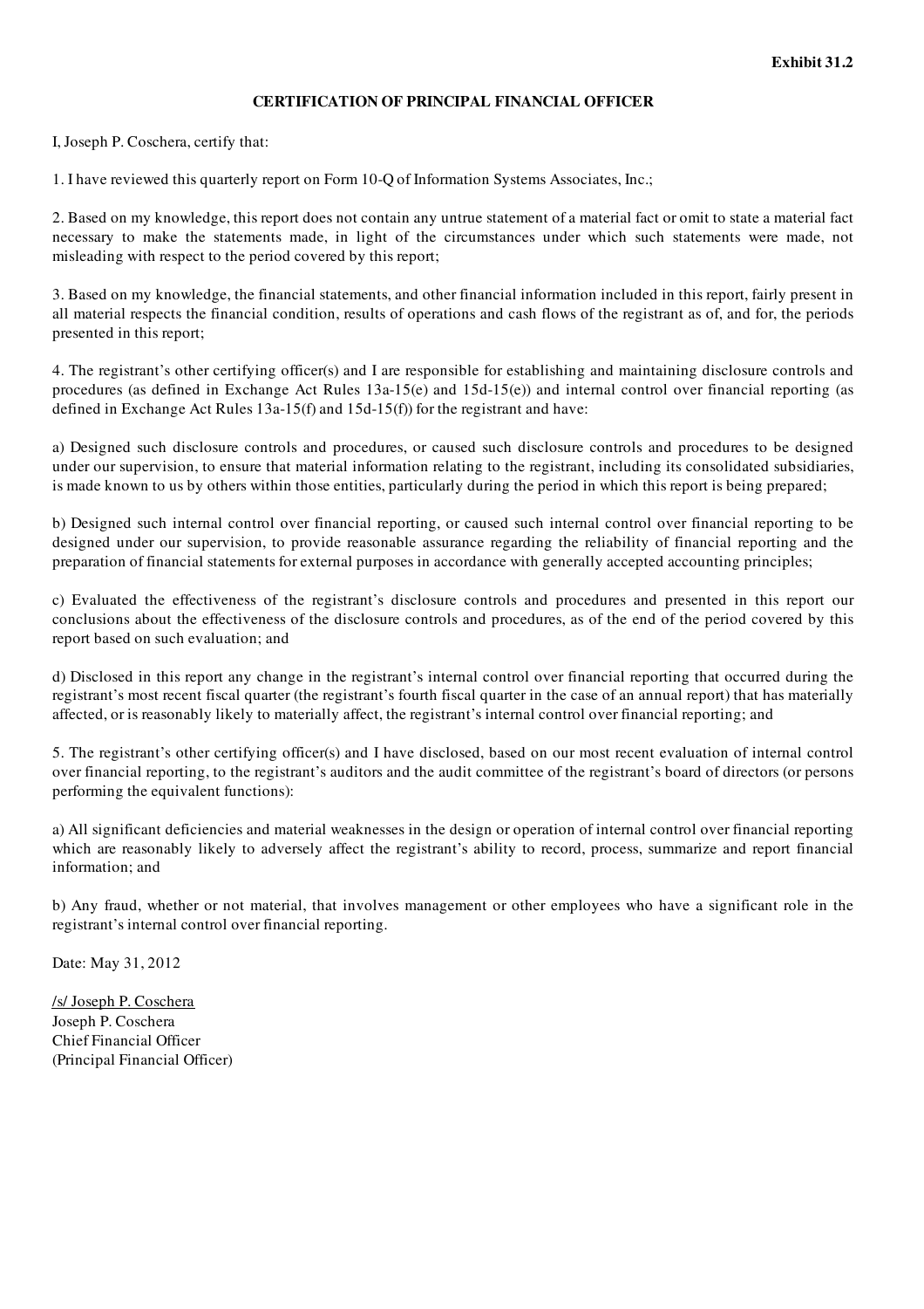**Exhibit 31.2**

**CERTIFICATION OF PRINCIPAL FINANCIAL OFFICER**

I, Joseph P. Coschera, certify that:

1. I have reviewed this quarterly report on Form 10-Q of Information Systems Associates, Inc.;

2. Based on my knowledge, this report does not contain any untrue statement of a material fact or omit to state a material fact necessary to make the statements made, in light of the circumstances under which such statements were made, not misleading with respect to the period covered by this report;

3. Based on my knowledge, the financial statements, and other financial information included in this report, fairly present in all material respects the financial condition, results of operations and cash flows of the registrant as of, and for, the periods presented in this report;

4. The registrant's other certifying officer(s) and I are responsible for establishing and maintaining disclosure controls and procedures (as defined in Exchange Act Rules 13a-15(e) and 15d-15(e)) and internal control over financial reporting (as defined in Exchange Act Rules 13a-15(f) and 15d-15(f)) for the registrant and have:

a) Designed such disclosure controls and procedures, or caused such disclosure controls and procedures to be designed under our supervision, to ensure that material information relating to the registrant, including its consolidated subsidiaries, is made known to us by others within those entities, particularly during the period in which this report is being prepared;

b) Designed such internal control over financial reporting, or caused such internal control over financial reporting to be designed under our supervision, to provide reasonable assurance regarding the reliability of financial reporting and the preparation of financial statements for external purposes in accordance with generally accepted accounting principles;

c) Evaluated the effectiveness of the registrant's disclosure controls and procedures and presented in this report our conclusions about the effectiveness of the disclosure controls and procedures, as of the end of the period covered by this report based on such evaluation; and

d) Disclosed in this report any change in the registrant's internal control over financial reporting that occurred during the registrant's most recent fiscal quarter (the registrant's fourth fiscal quarter in the case of an annual report) that has materially affected, or is reasonably likely to materially affect, the registrant's internal control over financial reporting; and

5. The registrant's other certifying officer(s) and I have disclosed, based on our most recent evaluation of internal control over financial reporting, to the registrant's auditors and the audit committee of the registrant's board of directors (or persons performing the equivalent functions):

a) All significant deficiencies and material weaknesses in the design or operation of internal control over financial reporting which are reasonably likely to adversely affect the registrant's ability to record, process, summarize and report financial information; and

b) Any fraud, whether or not material, that involves management or other employees who have a significant role in the registrant's internal control over financial reporting.

Date: May 31, 2012

/s/ Joseph P. Coschera
Joseph P. Coschera
Chief Financial Officer
(Principal Financial Officer)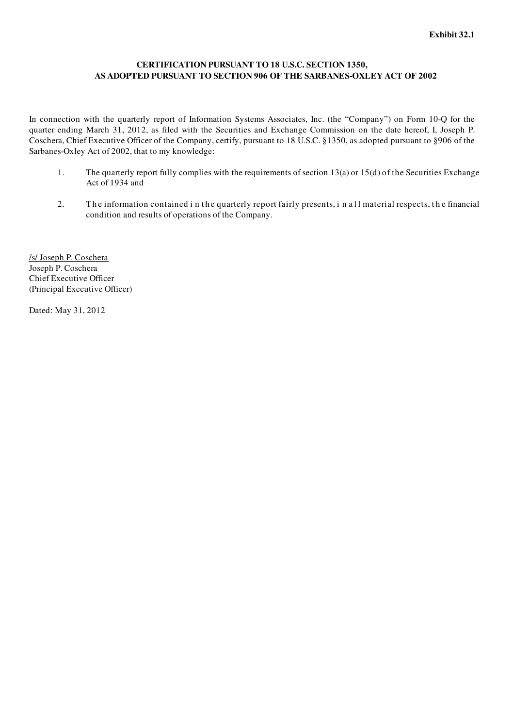**Exhibit 32.1**

**CERTIFICATION PURSUANT TO 18 U.S.C. SECTION 1350,**
**AS ADOPTED PURSUANT TO SECTION 906 OF THE SARBANES-OXLEY ACT OF 2002**

In connection with the quarterly report of Information Systems Associates, Inc. (the "Company") on Form 10-Q for the quarter ending March 31, 2012, as filed with the Securities and Exchange Commission on the date hereof, I, Joseph P. Coschera, Chief Executive Officer of the Company, certify, pursuant to 18 U.S.C. §1350, as adopted pursuant to §906 of the Sarbanes-Oxley Act of 2002, that to my knowledge:

1. The quarterly report fully complies with the requirements of section 13(a) or 15(d) of the Securities Exchange Act of 1934 and

2. The information contained in the quarterly report fairly presents, in all material respects, the financial condition and results of operations of the Company.

/s/ Joseph P. Coschera
Joseph P. Coschera
Chief Executive Officer
(Principal Executive Officer)

Dated: May 31, 2012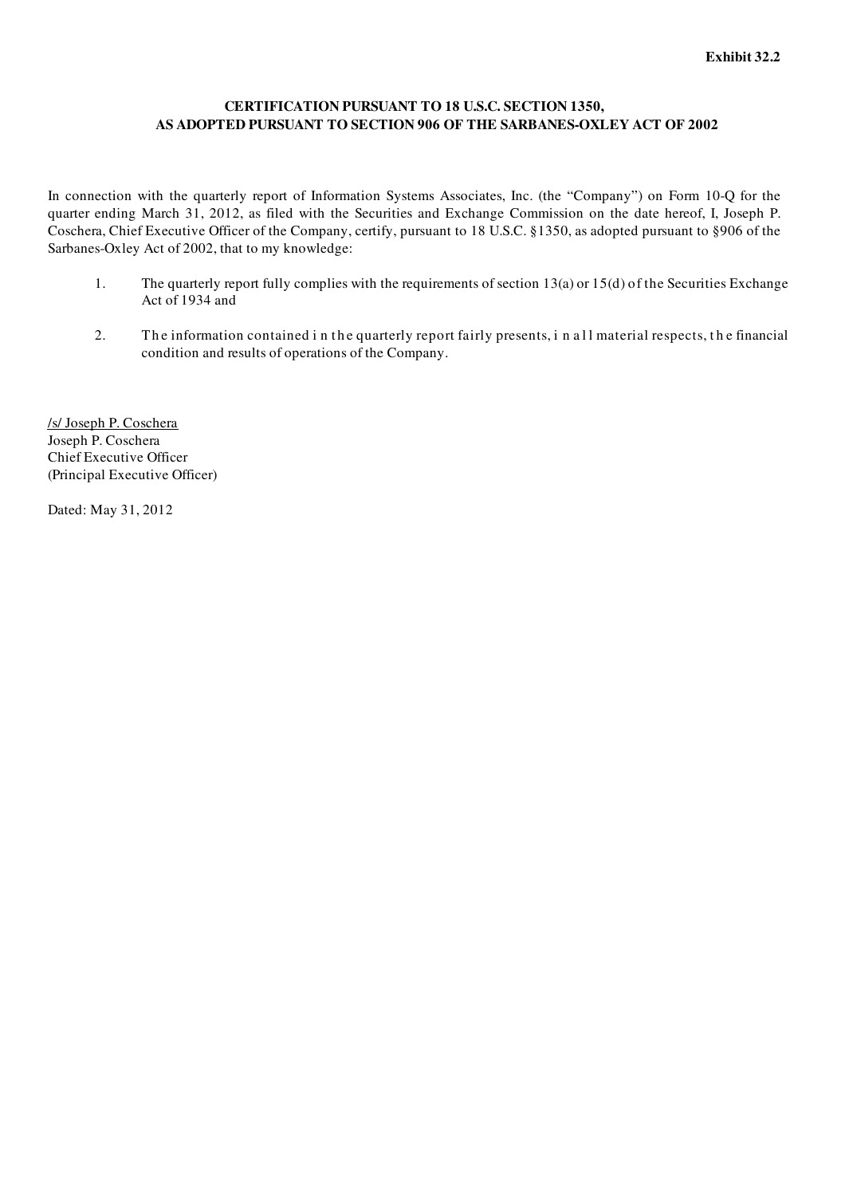**Exhibit 32.2**

**CERTIFICATION PURSUANT TO 18 U.S.C. SECTION 1350, AS ADOPTED PURSUANT TO SECTION 906 OF THE SARBANES-OXLEY ACT OF 2002**

In connection with the quarterly report of Information Systems Associates, Inc. (the "Company") on Form 10-Q for the quarter ending March 31, 2012, as filed with the Securities and Exchange Commission on the date hereof, I, Joseph P. Coschera, Chief Executive Officer of the Company, certify, pursuant to 18 U.S.C. §1350, as adopted pursuant to §906 of the Sarbanes-Oxley Act of 2002, that to my knowledge:

1. The quarterly report fully complies with the requirements of section 13(a) or 15(d) of the Securities Exchange Act of 1934 and

2. The information contained in the quarterly report fairly presents, in all material respects, the financial condition and results of operations of the Company.

/s/ Joseph P. Coschera
Joseph P. Coschera
Chief Executive Officer
(Principal Executive Officer)

Dated: May 31, 2012